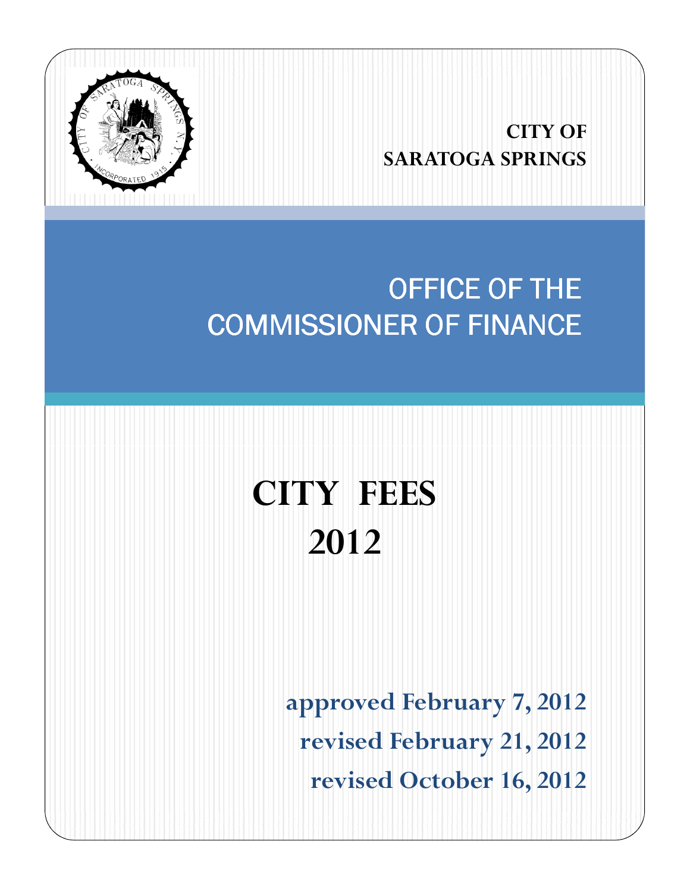**CITY OF**
**SARATOGA SPRINGS**

# OFFICE OF THE COMMISSIONER OF FINANCE

# CITY FEES 2012

**approved February 7, 2012**

**revised February 21, 2012**

**revised October 16, 2012**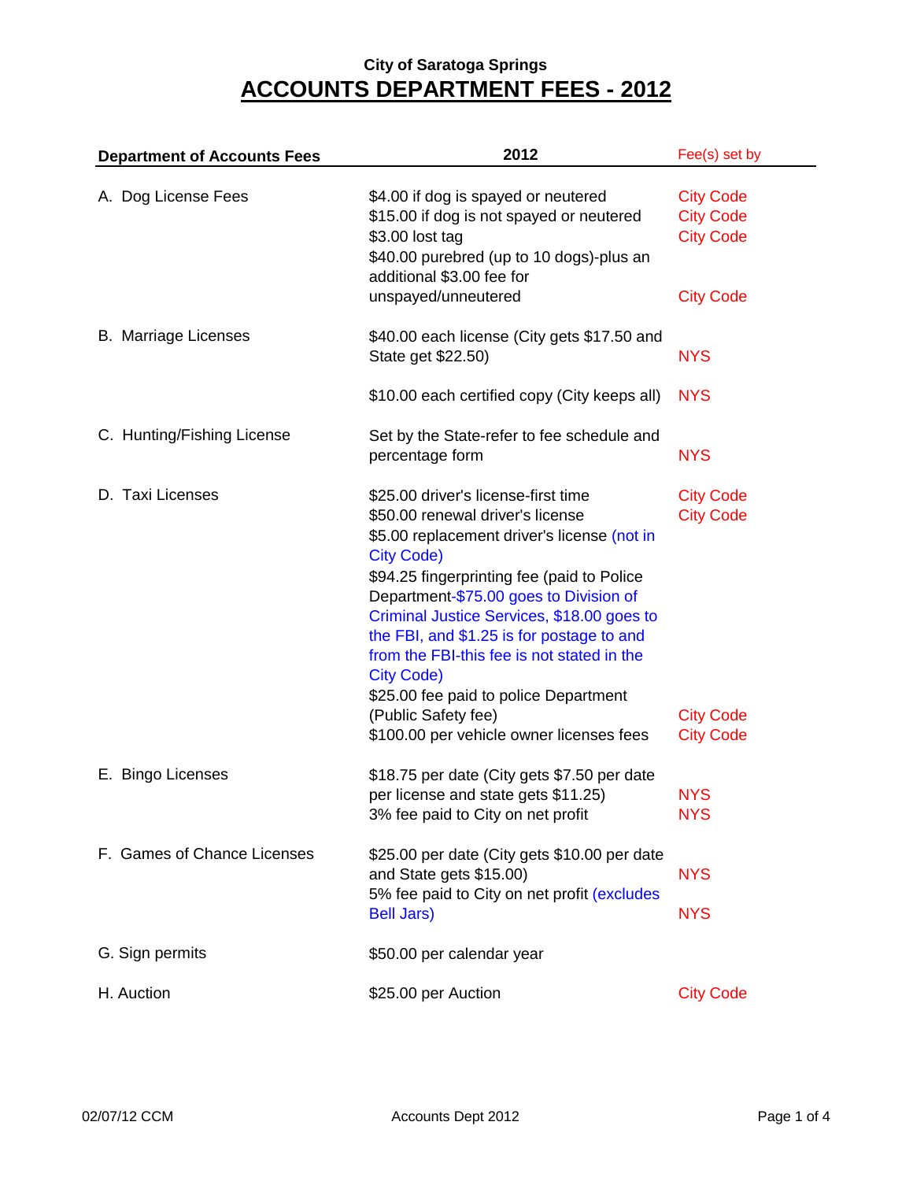City of Saratoga Springs

# ACCOUNTS DEPARTMENT FEES - 2012

| Department of Accounts Fees | 2012 | Fee(s) set by |
|---|---|---|
| A. Dog License Fees | $4.00 if dog is spayed or neutered | City Code |
| | $15.00 if dog is not spayed or neutered | City Code |
| | $3.00 lost tag | City Code |
| | $40.00 purebred (up to 10 dogs)-plus an additional $3.00 fee for unspayed/unneutered | City Code |
| B. Marriage Licenses | $40.00 each license (City gets $17.50 and State get $22.50) | NYS |
| | $10.00 each certified copy (City keeps all) | NYS |
| C. Hunting/Fishing License | Set by the State-refer to fee schedule and percentage form | NYS |
| D. Taxi Licenses | $25.00 driver's license-first time | City Code |
| | $50.00 renewal driver's license | City Code |
| | $5.00 replacement driver's license (not in City Code) | |
| | $94.25 fingerprinting fee (paid to Police Department-$75.00 goes to Division of Criminal Justice Services, $18.00 goes to the FBI, and $1.25 is for postage to and from the FBI-this fee is not stated in the City Code) | |
| | $25.00 fee paid to police Department (Public Safety fee) | City Code |
| | $100.00 per vehicle owner licenses fees | City Code |
| E. Bingo Licenses | $18.75 per date (City gets $7.50 per date per license and state gets $11.25) | NYS |
| | 3% fee paid to City on net profit | NYS |
| F. Games of Chance Licenses | $25.00 per date (City gets $10.00 per date and State gets $15.00) | NYS |
| | 5% fee paid to City on net profit (excludes Bell Jars) | NYS |
| G. Sign permits | $50.00 per calendar year | |
| H. Auction | $25.00 per Auction | City Code |

02/07/12 CCM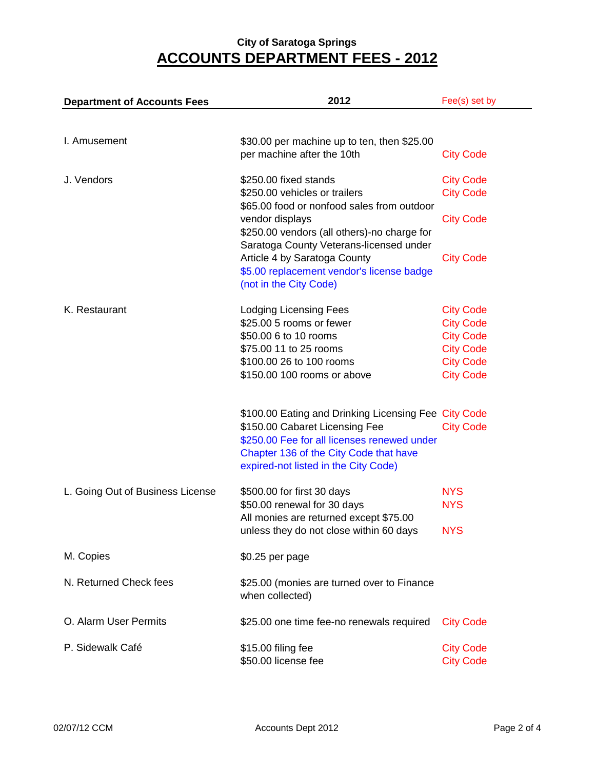### City of Saratoga Springs

# ACCOUNTS DEPARTMENT FEES - 2012

| Department of Accounts Fees | 2012 | Fee(s) set by |
|---|---|---|
| I. Amusement | $30.00 per machine up to ten, then $25.00 per machine after the 10th | City Code |
| J. Vendors | $250.00 fixed stands | City Code |
| | $250.00 vehicles or trailers | City Code |
| | $65.00 food or nonfood sales from outdoor vendor displays | City Code |
| | $250.00 vendors (all others)-no charge for Saratoga County Veterans-licensed under Article 4 by Saratoga County | City Code |
| | $5.00 replacement vendor's license badge (not in the City Code) | |
| K. Restaurant | Lodging Licensing Fees | City Code |
| | $25.00 5 rooms or fewer | City Code |
| | $50.00 6 to 10 rooms | City Code |
| | $75.00 11 to 25 rooms | City Code |
| | $100.00 26 to 100 rooms | City Code |
| | $150.00 100 rooms or above | City Code |
| | $100.00 Eating and Drinking Licensing Fee | City Code |
| | $150.00 Cabaret Licensing Fee | City Code |
| | $250.00 Fee for all licenses renewed under Chapter 136 of the City Code that have expired-not listed in the City Code) | |
| L. Going Out of Business License | $500.00 for first 30 days | NYS |
| | $50.00 renewal for 30 days | NYS |
| | All monies are returned except $75.00 unless they do not close within 60 days | NYS |
| M. Copies | $0.25 per page | |
| N. Returned Check fees | $25.00 (monies are turned over to Finance when collected) | |
| O. Alarm User Permits | $25.00 one time fee-no renewals required | City Code |
| P. Sidewalk Café | $15.00 filing fee | City Code |
| | $50.00 license fee | City Code |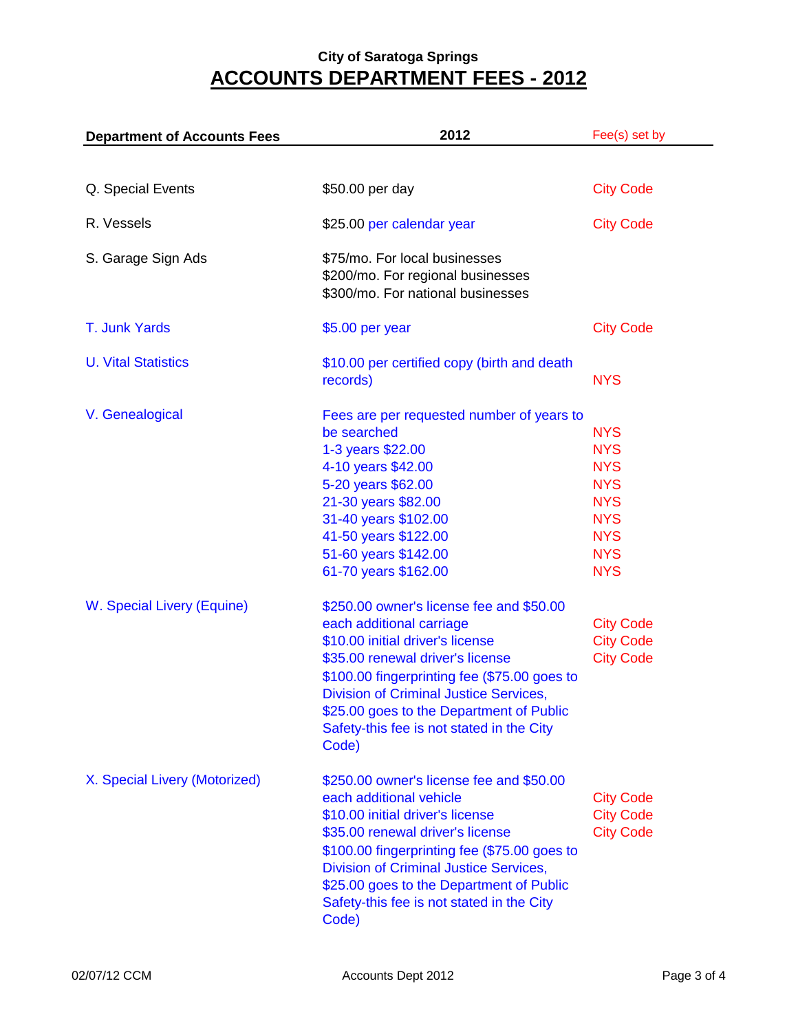City of Saratoga Springs

# ACCOUNTS DEPARTMENT FEES - 2012

| Department of Accounts Fees | 2012 | Fee(s) set by |
|---|---|---|
| Q. Special Events | $50.00 per day | City Code |
| R. Vessels | $25.00 per calendar year | City Code |
| S. Garage Sign Ads | $75/mo. For local businesses<br>$200/mo. For regional businesses<br>$300/mo. For national businesses | |
| T. Junk Yards | $5.00 per year | City Code |
| U. Vital Statistics | $10.00 per certified copy (birth and death records) | NYS |
| V. Genealogical | Fees are per requested number of years to be searched | NYS |
| | 1-3 years $22.00 | NYS |
| | 4-10 years $42.00 | NYS |
| | 5-20 years $62.00 | NYS |
| | 21-30 years $82.00 | NYS |
| | 31-40 years $102.00 | NYS |
| | 41-50 years $122.00 | NYS |
| | 51-60 years $142.00 | NYS |
| | 61-70 years $162.00 | NYS |
| W. Special Livery (Equine) | $250.00 owner's license fee and $50.00 each additional carriage | City Code |
| | $10.00 initial driver's license | City Code |
| | $35.00 renewal driver's license | City Code |
| | $100.00 fingerprinting fee ($75.00 goes to Division of Criminal Justice Services, $25.00 goes to the Department of Public Safety-this fee is not stated in the City Code) | |
| X. Special Livery (Motorized) | $250.00 owner's license fee and $50.00 each additional vehicle | City Code |
| | $10.00 initial driver's license | City Code |
| | $35.00 renewal driver's license | City Code |
| | $100.00 fingerprinting fee ($75.00 goes to Division of Criminal Justice Services, $25.00 goes to the Department of Public Safety-this fee is not stated in the City Code) | |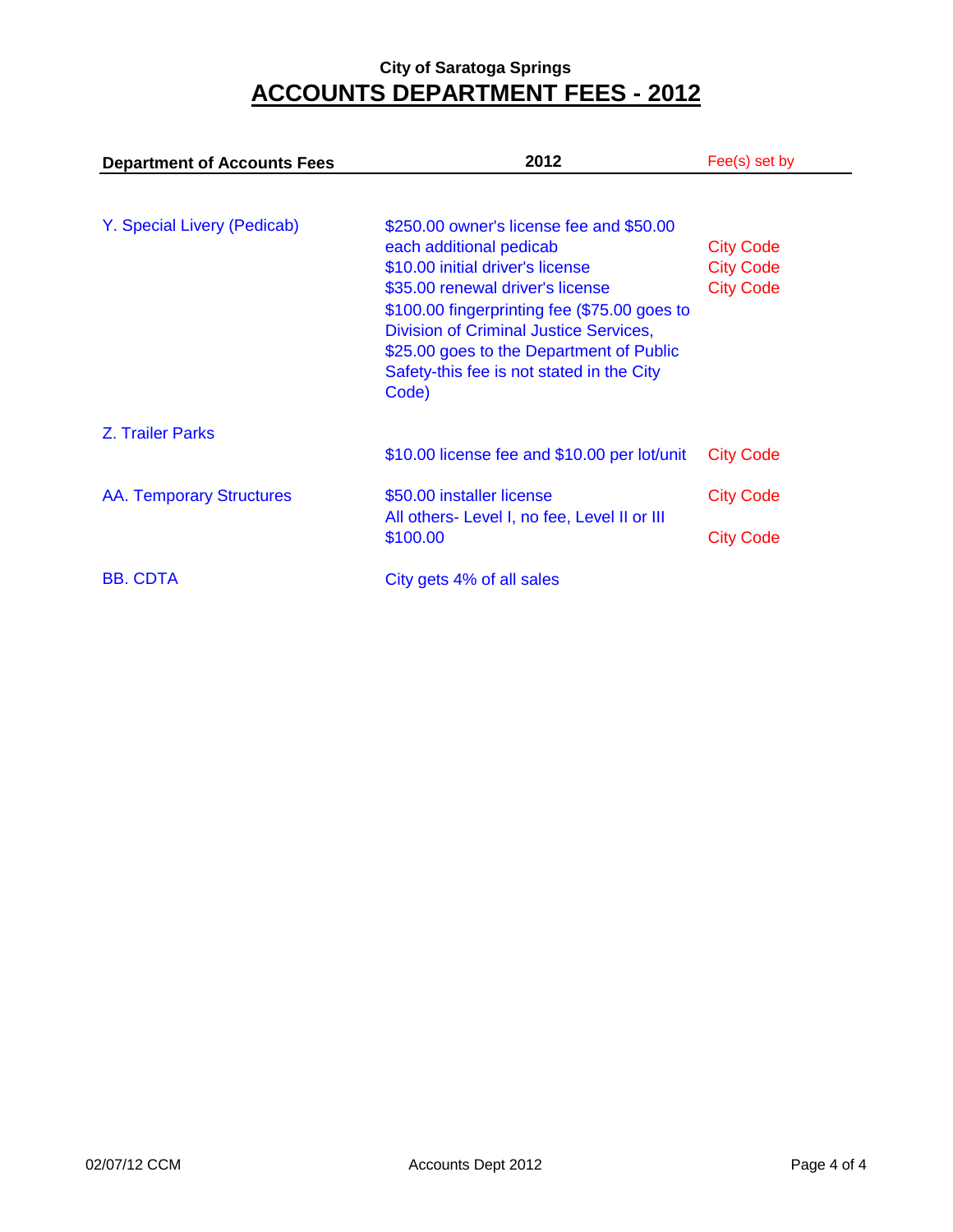**City of Saratoga Springs**

# ACCOUNTS DEPARTMENT FEES - 2012

| Department of Accounts Fees | 2012 | Fee(s) set by |
|---|---|---|
| Y. Special Livery (Pedicab) | $250.00 owner's license fee and $50.00 each additional pedicab | City Code |
| | $10.00 initial driver's license | City Code |
| | $35.00 renewal driver's license | City Code |
| | $100.00 fingerprinting fee ($75.00 goes to Division of Criminal Justice Services, $25.00 goes to the Department of Public Safety-this fee is not stated in the City Code) | |
| Z. Trailer Parks | $10.00 license fee and $10.00 per lot/unit | City Code |
| AA. Temporary Structures | $50.00 installer license | City Code |
| | All others- Level I, no fee, Level II or III $100.00 | City Code |
| BB. CDTA | City gets 4% of all sales | |

02/07/12 CCM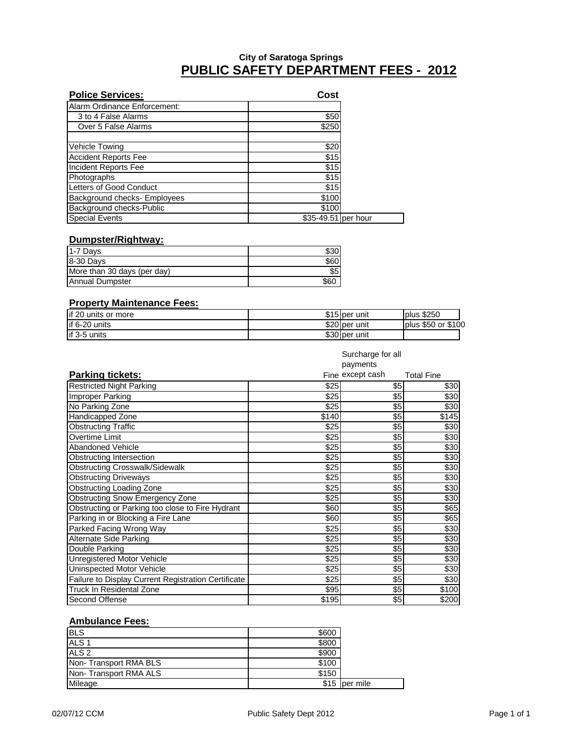City of Saratoga Springs

# PUBLIC SAFETY DEPARTMENT FEES - 2012

| **Police Services:** | **Cost** | |
|---|---|---|
| Alarm Ordinance Enforcement: | | |
| 3 to 4 False Alarms | $50 | |
| Over 5 False Alarms | $250 | |
| | | |
| Vehicle Towing | $20 | |
| Accident Reports Fee | $15 | |
| Incident Reports Fee | $15 | |
| Photographs | $15 | |
| Letters of Good Conduct | $15 | |
| Background checks- Employees | $100 | |
| Background checks-Public | $100 | |
| Special Events | $35-49.51 | per hour |

| **Dumpster/Rightway:** | |
|---|---|
| 1-7 Days | $30 |
| 8-30 Days | $60 |
| More than 30 days (per day) | $5 |
| Annual Dumpster | $60 |

| **Property Maintenance Fees:** | | | |
|---|---|---|---|
| if 20 units or more | $15 | per unit | plus $250 |
| if 6-20 units | $20 | per unit | plus $50 or $100 |
| if 3-5 units | $30 | per unit | |

| **Parking tickets:** | Fine | Surcharge for all payments except cash | Total Fine |
|---|---|---|---|
| Restricted Night Parking | $25 | $5 | $30 |
| Improper Parking | $25 | $5 | $30 |
| No Parking Zone | $25 | $5 | $30 |
| Handicapped Zone | $140 | $5 | $145 |
| Obstructing Traffic | $25 | $5 | $30 |
| Overtime Limit | $25 | $5 | $30 |
| Abandoned Vehicle | $25 | $5 | $30 |
| Obstructing Intersection | $25 | $5 | $30 |
| Obstructing Crosswalk/Sidewalk | $25 | $5 | $30 |
| Obstructing Driveways | $25 | $5 | $30 |
| Obstructing Loading Zone | $25 | $5 | $30 |
| Obstructing Snow Emergency Zone | $25 | $5 | $30 |
| Obstructing or Parking too close to Fire Hydrant | $60 | $5 | $65 |
| Parking in or Blocking a Fire Lane | $60 | $5 | $65 |
| Parked Facing Wrong Way | $25 | $5 | $30 |
| Alternate Side Parking | $25 | $5 | $30 |
| Double Parking | $25 | $5 | $30 |
| Unregistered Motor Vehicle | $25 | $5 | $30 |
| Uninspected Motor Vehicle | $25 | $5 | $30 |
| Failure to Display Current Registration Certificate | $25 | $5 | $30 |
| Truck In Residental Zone | $95 | $5 | $100 |
| Second Offense | $195 | $5 | $200 |

| **Ambulance Fees:** | | |
|---|---|---|
| BLS | $600 | |
| ALS 1 | $800 | |
| ALS 2 | $900 | |
| Non- Transport RMA BLS | $100 | |
| Non- Transport RMA ALS | $150 | |
| Mileage | $15 | per mile |

02/07/12 CCM

Public Safety Dept 2012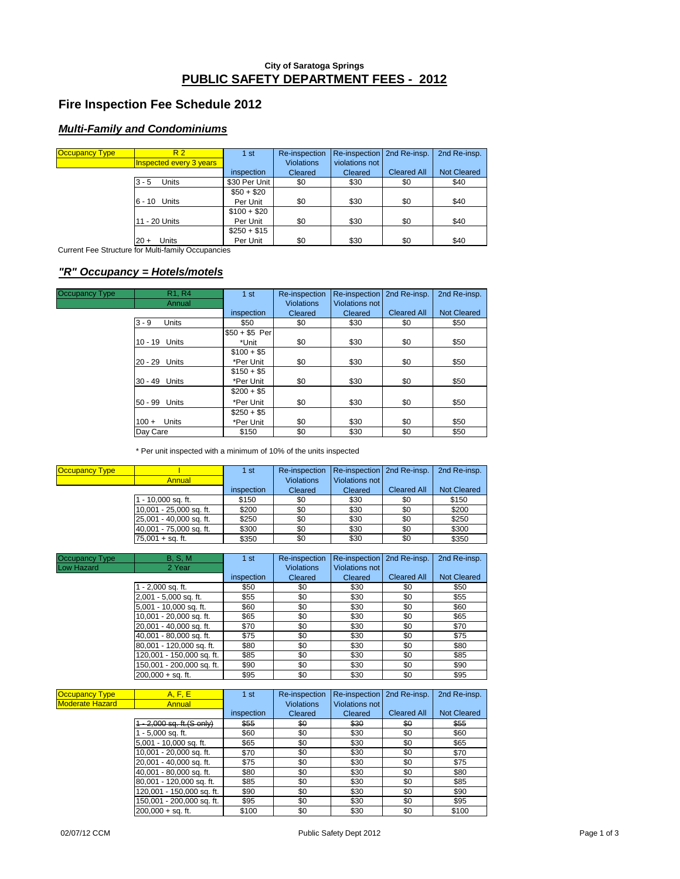**City of Saratoga Springs**

## PUBLIC SAFETY DEPARTMENT FEES - 2012

## Fire Inspection Fee Schedule 2012

### ***Multi-Family and Condominiums***

| Occupancy Type | R 2 | 1 st | Re-inspection | Re-inspection | 2nd Re-insp. | 2nd Re-insp. |
|---|---|---|---|---|---|---|
| | Inspected every 3 years | | Violations | violations not | | |
| | | inspection | Cleared | Cleared | Cleared All | Not Cleared |
| | 3 - 5 Units | $30 Per Unit | $0 | $30 | $0 | $40 |
| | 6 - 10 Units | $50 + $20 Per Unit | $0 | $30 | $0 | $40 |
| | 11 - 20 Units | $100 + $20 Per Unit | $0 | $30 | $0 | $40 |
| | 20 + Units | $250 + $15 Per Unit | $0 | $30 | $0 | $40 |

Current Fee Structure for Multi-family Occupancies

### ***"R" Occupancy = Hotels/motels***

| Occupancy Type | R1, R4 | 1 st | Re-inspection | Re-inspection | 2nd Re-insp. | 2nd Re-insp. |
|---|---|---|---|---|---|---|
| | Annual | | Violations | Violations not | | |
| | | inspection | Cleared | Cleared | Cleared All | Not Cleared |
| | 3 - 9 Units | $50 | $0 | $30 | $0 | $50 |
| | 10 - 19 Units | $50 + $5 Per *Unit | $0 | $30 | $0 | $50 |
| | 20 - 29 Units | $100 + $5 *Per Unit | $0 | $30 | $0 | $50 |
| | 30 - 49 Units | $150 + $5 *Per Unit | $0 | $30 | $0 | $50 |
| | 50 - 99 Units | $200 + $5 *Per Unit | $0 | $30 | $0 | $50 |
| | 100 + Units | $250 + $5 *Per Unit | $0 | $30 | $0 | $50 |
| | Day Care | $150 | $0 | $30 | $0 | $50 |

* Per unit inspected with a minimum of 10% of the units inspected

| Occupancy Type | I | 1 st | Re-inspection | Re-inspection | 2nd Re-insp. | 2nd Re-insp. |
|---|---|---|---|---|---|---|
| | Annual | | Violations | Violations not | | |
| | | inspection | Cleared | Cleared | Cleared All | Not Cleared |
| | 1 - 10,000 sq. ft. | $150 | $0 | $30 | $0 | $150 |
| | 10,001 - 25,000 sq. ft. | $200 | $0 | $30 | $0 | $200 |
| | 25,001 - 40,000 sq. ft. | $250 | $0 | $30 | $0 | $250 |
| | 40,001 - 75,000 sq. ft. | $300 | $0 | $30 | $0 | $300 |
| | 75,001 + sq. ft. | $350 | $0 | $30 | $0 | $350 |

| Occupancy Type | B, S, M | 1 st | Re-inspection | Re-inspection | 2nd Re-insp. | 2nd Re-insp. |
|---|---|---|---|---|---|---|
| Low Hazard | 2 Year | | Violations | Violations not | | |
| | | inspection | Cleared | Cleared | Cleared All | Not Cleared |
| | 1 - 2,000 sq. ft. | $50 | $0 | $30 | $0 | $50 |
| | 2,001 - 5,000 sq. ft. | $55 | $0 | $30 | $0 | $55 |
| | 5,001 - 10,000 sq. ft. | $60 | $0 | $30 | $0 | $60 |
| | 10,001 - 20,000 sq. ft. | $65 | $0 | $30 | $0 | $65 |
| | 20,001 - 40,000 sq. ft. | $70 | $0 | $30 | $0 | $70 |
| | 40,001 - 80,000 sq. ft. | $75 | $0 | $30 | $0 | $75 |
| | 80,001 - 120,000 sq. ft. | $80 | $0 | $30 | $0 | $80 |
| | 120,001 - 150,000 sq. ft. | $85 | $0 | $30 | $0 | $85 |
| | 150,001 - 200,000 sq. ft. | $90 | $0 | $30 | $0 | $90 |
| | 200,000 + sq. ft. | $95 | $0 | $30 | $0 | $95 |

| Occupancy Type | A, F, E | 1 st | Re-inspection | Re-inspection | 2nd Re-insp. | 2nd Re-insp. |
|---|---|---|---|---|---|---|
| Moderate Hazard | Annual | | Violations | Violations not | | |
| | | inspection | Cleared | Cleared | Cleared All | Not Cleared |
| | ~~1 - 2,000 sq. ft.(S only)~~ | ~~$55~~ | ~~$0~~ | ~~$30~~ | ~~$0~~ | ~~$55~~ |
| | 1 - 5,000 sq. ft. | $60 | $0 | $30 | $0 | $60 |
| | 5,001 - 10,000 sq. ft. | $65 | $0 | $30 | $0 | $65 |
| | 10,001 - 20,000 sq. ft. | $70 | $0 | $30 | $0 | $70 |
| | 20,001 - 40,000 sq. ft. | $75 | $0 | $30 | $0 | $75 |
| | 40,001 - 80,000 sq. ft. | $80 | $0 | $30 | $0 | $80 |
| | 80,001 - 120,000 sq. ft. | $85 | $0 | $30 | $0 | $85 |
| | 120,001 - 150,000 sq. ft. | $90 | $0 | $30 | $0 | $90 |
| | 150,001 - 200,000 sq. ft. | $95 | $0 | $30 | $0 | $95 |
| | 200,000 + sq. ft. | $100 | $0 | $30 | $0 | $100 |

02/07/12 CCM    Public Safety Dept 2012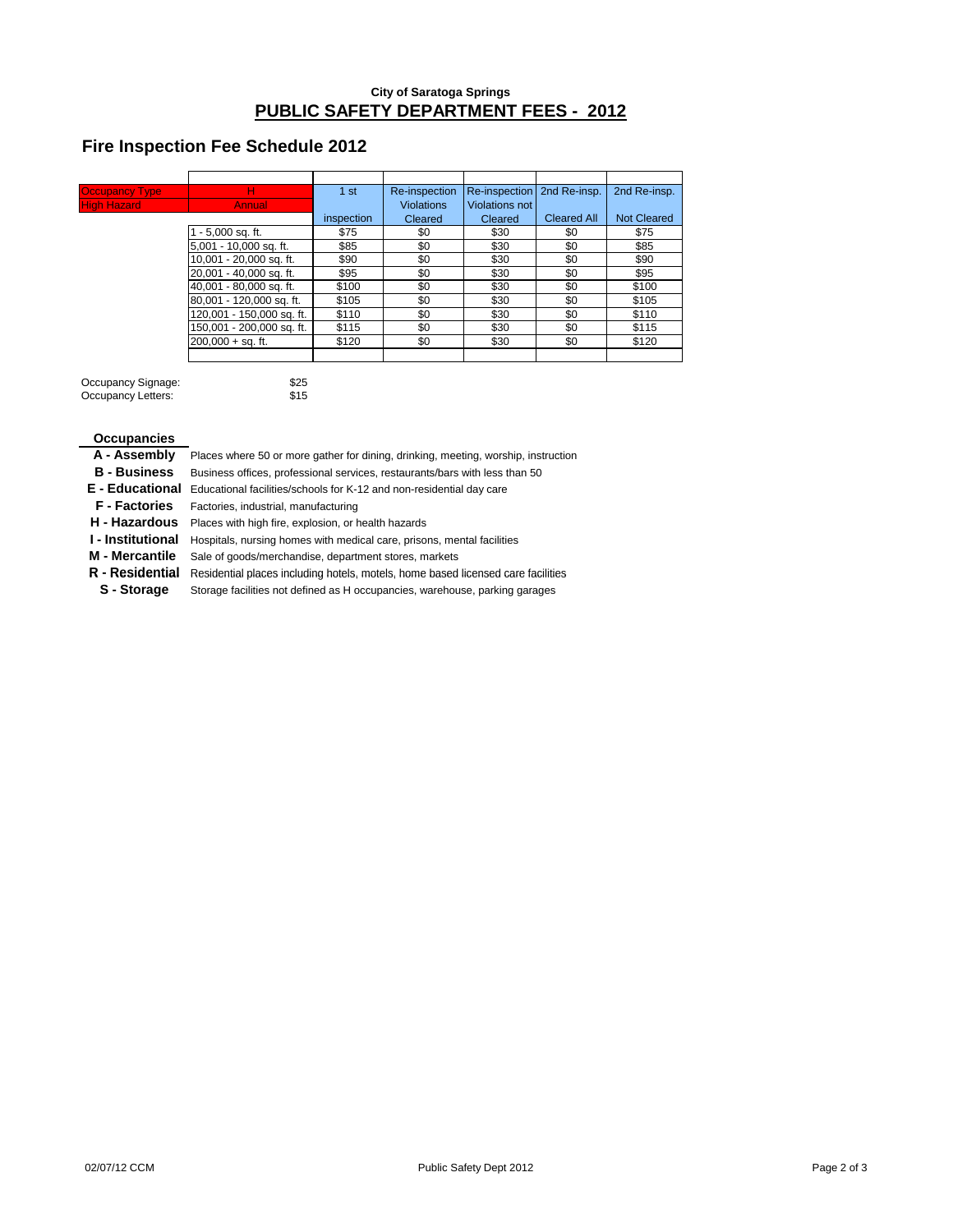**City of Saratoga Springs**

# PUBLIC SAFETY DEPARTMENT FEES - 2012

## Fire Inspection Fee Schedule 2012

| Occupancy Type | H | 1 st | Re-inspection | Re-inspection | 2nd Re-insp. | 2nd Re-insp. |
|---|---|---|---|---|---|---|
| High Hazard | Annual | | Violations | Violations not | | |
| | | inspection | Cleared | Cleared | Cleared All | Not Cleared |
| | 1 - 5,000 sq. ft. | $75 | $0 | $30 | $0 | $75 |
| | 5,001 - 10,000 sq. ft. | $85 | $0 | $30 | $0 | $85 |
| | 10,001 - 20,000 sq. ft. | $90 | $0 | $30 | $0 | $90 |
| | 20,001 - 40,000 sq. ft. | $95 | $0 | $30 | $0 | $95 |
| | 40,001 - 80,000 sq. ft. | $100 | $0 | $30 | $0 | $100 |
| | 80,001 - 120,000 sq. ft. | $105 | $0 | $30 | $0 | $105 |
| | 120,001 - 150,000 sq. ft. | $110 | $0 | $30 | $0 | $110 |
| | 150,001 - 200,000 sq. ft. | $115 | $0 | $30 | $0 | $115 |
| | 200,000 + sq. ft. | $120 | $0 | $30 | $0 | $120 |

Occupancy Signage: $25
Occupancy Letters: $15

### Occupancies

- **A - Assembly** Places where 50 or more gather for dining, drinking, meeting, worship, instruction
- **B - Business** Business offices, professional services, restaurants/bars with less than 50
- **E - Educational** Educational facilities/schools for K-12 and non-residential day care
- **F - Factories** Factories, industrial, manufacturing
- **H - Hazardous** Places with high fire, explosion, or health hazards
- **I - Institutional** Hospitals, nursing homes with medical care, prisons, mental facilities
- **M - Mercantile** Sale of goods/merchandise, department stores, markets
- **R - Residential** Residential places including hotels, motels, home based licensed care facilities
- **S - Storage** Storage facilities not defined as H occupancies, warehouse, parking garages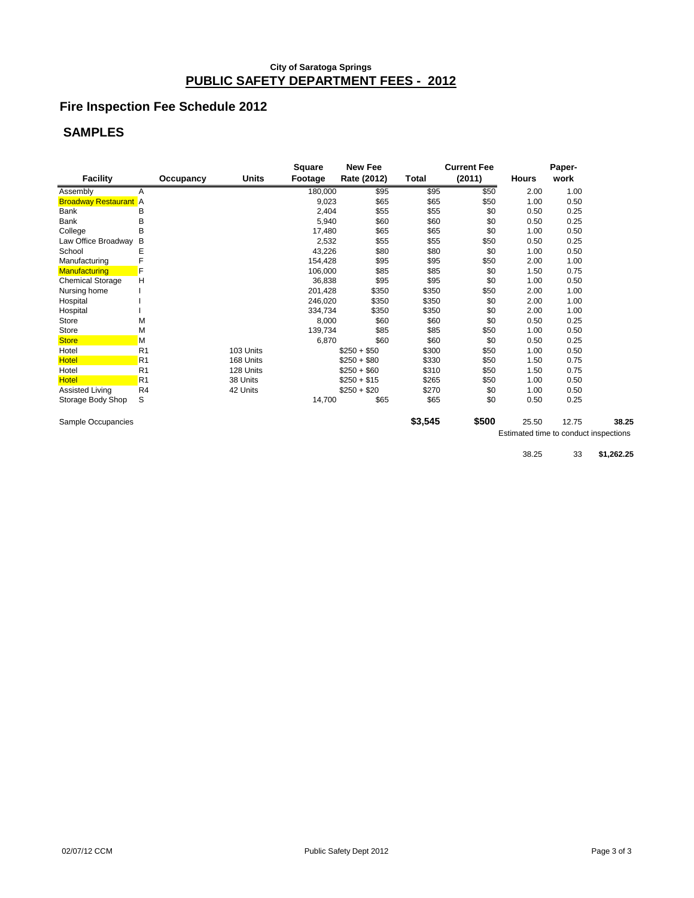City of Saratoga Springs

# PUBLIC SAFETY DEPARTMENT FEES - 2012

## Fire Inspection Fee Schedule 2012

## SAMPLES

| Facility | Occupancy | Units | Square Footage | New Fee Rate (2012) | Total | Current Fee (2011) | Hours | Paper-work | |
|---|---|---|---|---|---|---|---|---|---|
| Assembly | A | | 180,000 | $95 | $95 | $50 | 2.00 | 1.00 | |
| Broadway Restaurant | A | | 9,023 | $65 | $65 | $50 | 1.00 | 0.50 | |
| Bank | B | | 2,404 | $55 | $55 | $0 | 0.50 | 0.25 | |
| Bank | B | | 5,940 | $60 | $60 | $0 | 0.50 | 0.25 | |
| College | B | | 17,480 | $65 | $65 | $0 | 1.00 | 0.50 | |
| Law Office Broadway | B | | 2,532 | $55 | $55 | $50 | 0.50 | 0.25 | |
| School | E | | 43,226 | $80 | $80 | $0 | 1.00 | 0.50 | |
| Manufacturing | F | | 154,428 | $95 | $95 | $50 | 2.00 | 1.00 | |
| Manufacturing | F | | 106,000 | $85 | $85 | $0 | 1.50 | 0.75 | |
| Chemical Storage | H | | 36,838 | $95 | $95 | $0 | 1.00 | 0.50 | |
| Nursing home | I | | 201,428 | $350 | $350 | $50 | 2.00 | 1.00 | |
| Hospital | I | | 246,020 | $350 | $350 | $0 | 2.00 | 1.00 | |
| Hospital | I | | 334,734 | $350 | $350 | $0 | 2.00 | 1.00 | |
| Store | M | | 8,000 | $60 | $60 | $0 | 0.50 | 0.25 | |
| Store | M | | 139,734 | $85 | $85 | $50 | 1.00 | 0.50 | |
| Store | M | | 6,870 | $60 | $60 | $0 | 0.50 | 0.25 | |
| Hotel | R1 | 103 Units | | $250 + $50 | $300 | $50 | 1.00 | 0.50 | |
| Hotel | R1 | 168 Units | | $250 + $80 | $330 | $50 | 1.50 | 0.75 | |
| Hotel | R1 | 128 Units | | $250 + $60 | $310 | $50 | 1.50 | 0.75 | |
| Hotel | R1 | 38 Units | | $250 + $15 | $265 | $50 | 1.00 | 0.50 | |
| Assisted Living | R4 | 42 Units | | $250 + $20 | $270 | $0 | 1.00 | 0.50 | |
| Storage Body Shop | S | | 14,700 | $65 | $65 | $0 | 0.50 | 0.25 | |
| Sample Occupancies | | | | | **$3,545** | **$500** | 25.50 | 12.75 | **38.25** |

Estimated time to conduct inspections

| | | |
|---|---|---|
| 38.25 | 33 | **$1,262.25** |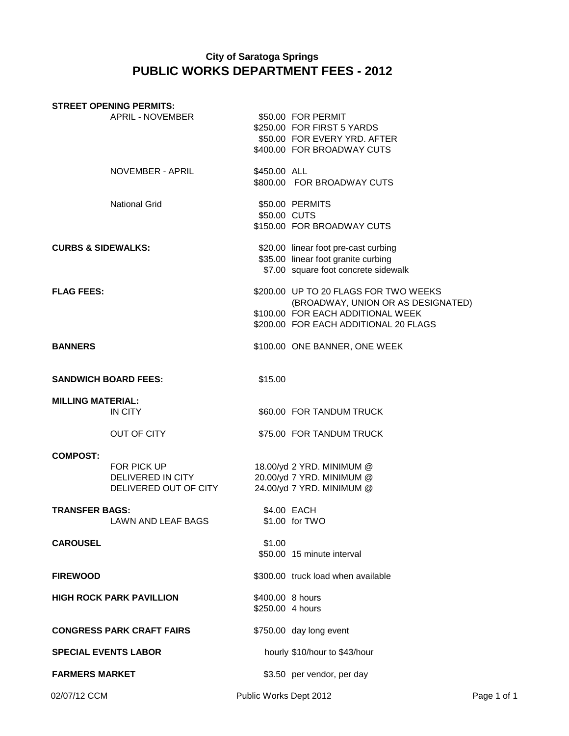### City of Saratoga Springs

## PUBLIC WORKS DEPARTMENT FEES - 2012

| | | | |
|---|---|---|---|
| **STREET OPENING PERMITS:** | | | |
| | APRIL - NOVEMBER | $50.00 | FOR PERMIT |
| | | $250.00 | FOR FIRST 5 YARDS |
| | | $50.00 | FOR EVERY YRD. AFTER |
| | | $400.00 | FOR BROADWAY CUTS |
| | NOVEMBER - APRIL | $450.00 | ALL |
| | | $800.00 | FOR BROADWAY CUTS |
| | National Grid | $50.00 | PERMITS |
| | | $50.00 | CUTS |
| | | $150.00 | FOR BROADWAY CUTS |
| **CURBS & SIDEWALKS:** | | $20.00 | linear foot pre-cast curbing |
| | | $35.00 | linear foot granite curbing |
| | | $7.00 | square foot concrete sidewalk |
| **FLAG FEES:** | | $200.00 | UP TO 20 FLAGS FOR TWO WEEKS (BROADWAY, UNION OR AS DESIGNATED) |
| | | $100.00 | FOR EACH ADDITIONAL WEEK |
| | | $200.00 | FOR EACH ADDITIONAL 20 FLAGS |
| **BANNERS** | | $100.00 | ONE BANNER, ONE WEEK |
| **SANDWICH BOARD FEES:** | | $15.00 | |
| **MILLING MATERIAL:** | | | |
| | IN CITY | $60.00 | FOR TANDUM TRUCK |
| | OUT OF CITY | $75.00 | FOR TANDUM TRUCK |
| **COMPOST:** | | | |
| | FOR PICK UP | 18.00/yd | 2 YRD. MINIMUM @ |
| | DELIVERED IN CITY | 20.00/yd | 7 YRD. MINIMUM @ |
| | DELIVERED OUT OF CITY | 24.00/yd | 7 YRD. MINIMUM @ |
| **TRANSFER BAGS:** | | $4.00 | EACH |
| | LAWN AND LEAF BAGS | $1.00 | for TWO |
| **CAROUSEL** | | $1.00 | |
| | | $50.00 | 15 minute interval |
| **FIREWOOD** | | $300.00 | truck load when available |
| **HIGH ROCK PARK PAVILLION** | | $400.00 | 8 hours |
| | | $250.00 | 4 hours |
| **CONGRESS PARK CRAFT FAIRS** | | $750.00 | day long event |
| **SPECIAL EVENTS LABOR** | | hourly | $10/hour to $43/hour |
| **FARMERS MARKET** | | $3.50 | per vendor, per day |

02/07/12 CCM — Public Works Dept 2012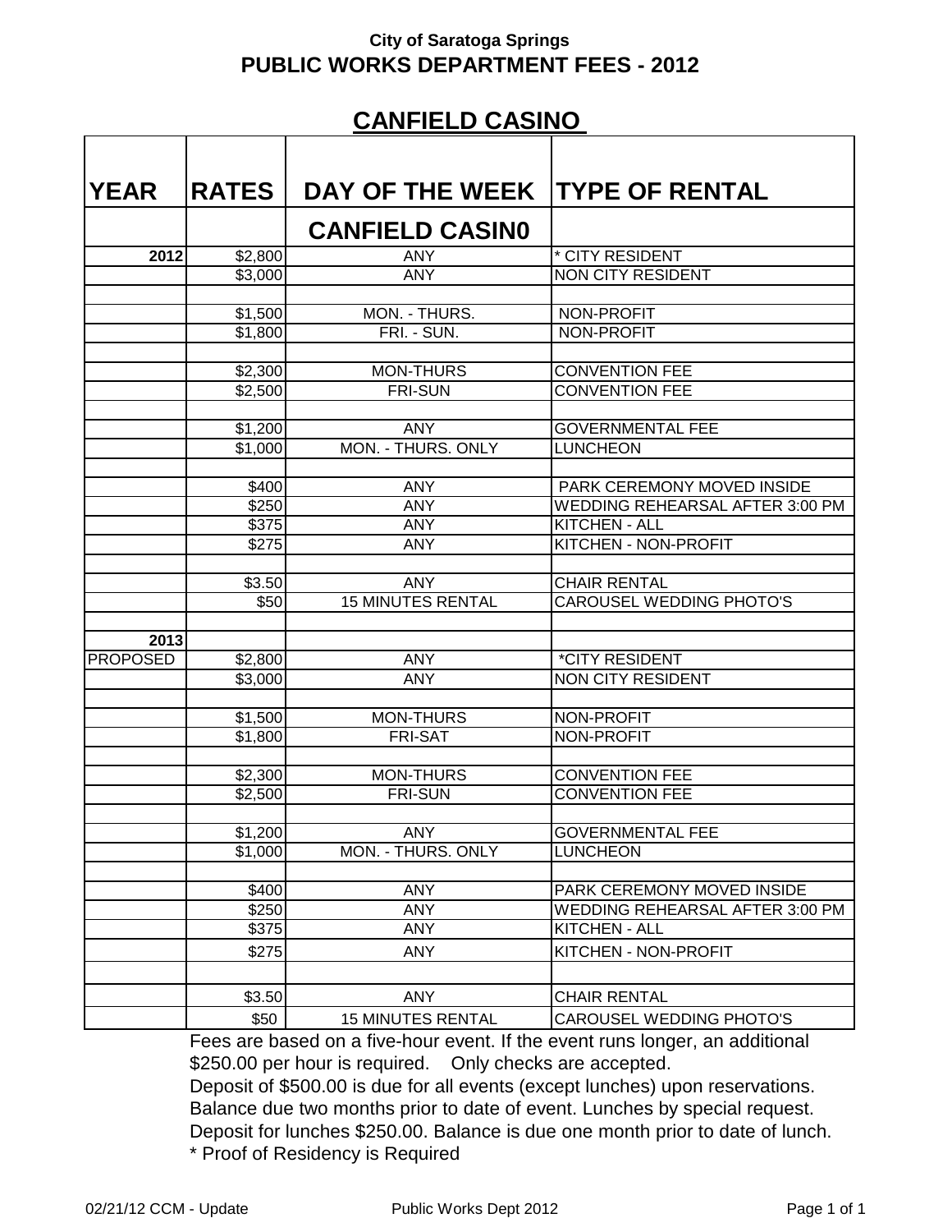**City of Saratoga Springs**
**PUBLIC WORKS DEPARTMENT FEES - 2012**

## CANFIELD CASINO

| YEAR | RATES | DAY OF THE WEEK | TYPE OF RENTAL |
|---|---|---|---|
| | | CANFIELD CASIN0 | |
| 2012 | $2,800 | ANY | * CITY RESIDENT |
| | $3,000 | ANY | NON CITY RESIDENT |
| | | | |
| | $1,500 | MON. - THURS. | NON-PROFIT |
| | $1,800 | FRI. - SUN. | NON-PROFIT |
| | | | |
| | $2,300 | MON-THURS | CONVENTION FEE |
| | $2,500 | FRI-SUN | CONVENTION FEE |
| | | | |
| | $1,200 | ANY | GOVERNMENTAL FEE |
| | $1,000 | MON. - THURS. ONLY | LUNCHEON |
| | | | |
| | $400 | ANY | PARK CEREMONY MOVED INSIDE |
| | $250 | ANY | WEDDING REHEARSAL AFTER 3:00 PM |
| | $375 | ANY | KITCHEN - ALL |
| | $275 | ANY | KITCHEN - NON-PROFIT |
| | | | |
| | $3.50 | ANY | CHAIR RENTAL |
| | $50 | 15 MINUTES RENTAL | CAROUSEL WEDDING PHOTO'S |
| | | | |
| 2013 | | | |
| PROPOSED | $2,800 | ANY | *CITY RESIDENT |
| | $3,000 | ANY | NON CITY RESIDENT |
| | | | |
| | $1,500 | MON-THURS | NON-PROFIT |
| | $1,800 | FRI-SAT | NON-PROFIT |
| | | | |
| | $2,300 | MON-THURS | CONVENTION FEE |
| | $2,500 | FRI-SUN | CONVENTION FEE |
| | | | |
| | $1,200 | ANY | GOVERNMENTAL FEE |
| | $1,000 | MON. - THURS. ONLY | LUNCHEON |
| | | | |
| | $400 | ANY | PARK CEREMONY MOVED INSIDE |
| | $250 | ANY | WEDDING REHEARSAL AFTER 3:00 PM |
| | $375 | ANY | KITCHEN - ALL |
| | $275 | ANY | KITCHEN - NON-PROFIT |
| | | | |
| | $3.50 | ANY | CHAIR RENTAL |
| | $50 | 15 MINUTES RENTAL | CAROUSEL WEDDING PHOTO'S |

Fees are based on a five-hour event. If the event runs longer, an additional $250.00 per hour is required. Only checks are accepted.
Deposit of $500.00 is due for all events (except lunches) upon reservations.
Balance due two months prior to date of event. Lunches by special request.
Deposit for lunches $250.00. Balance is due one month prior to date of lunch.
* Proof of Residency is Required

02/21/12 CCM - Update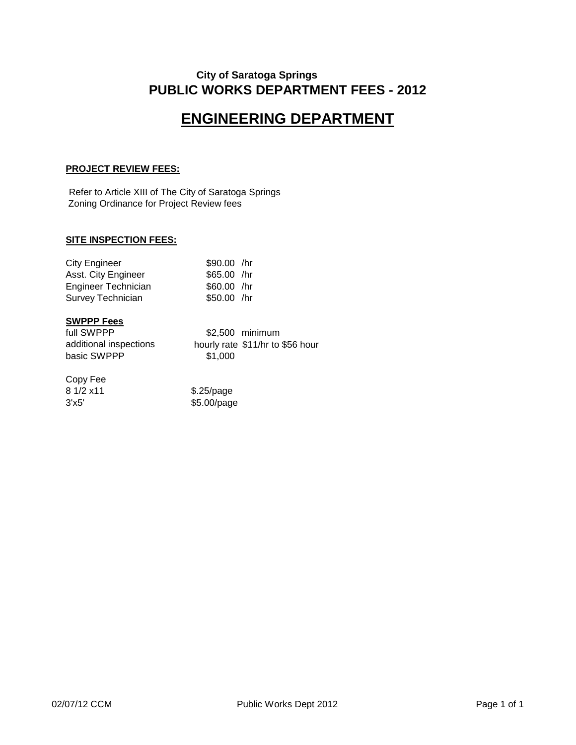**City of Saratoga Springs**

## PUBLIC WORKS DEPARTMENT FEES - 2012

# ENGINEERING DEPARTMENT

**PROJECT REVIEW FEES:**

Refer to Article XIII of The City of Saratoga Springs Zoning Ordinance for Project Review fees

**SITE INSPECTION FEES:**

| | | |
|---|---|---|
| City Engineer | $90.00 | /hr |
| Asst. City Engineer | $65.00 | /hr |
| Engineer Technician | $60.00 | /hr |
| Survey Technician | $50.00 | /hr |

**SWPPP Fees**

| | | |
|---|---|---|
| full SWPPP | $2,500 | minimum |
| additional inspections | hourly rate | $11/hr to $56 hour |
| basic SWPPP | $1,000 | |

Copy Fee

| | |
|---|---|
| 8 1/2 x11 | $.25/page |
| 3'x5' | $5.00/page |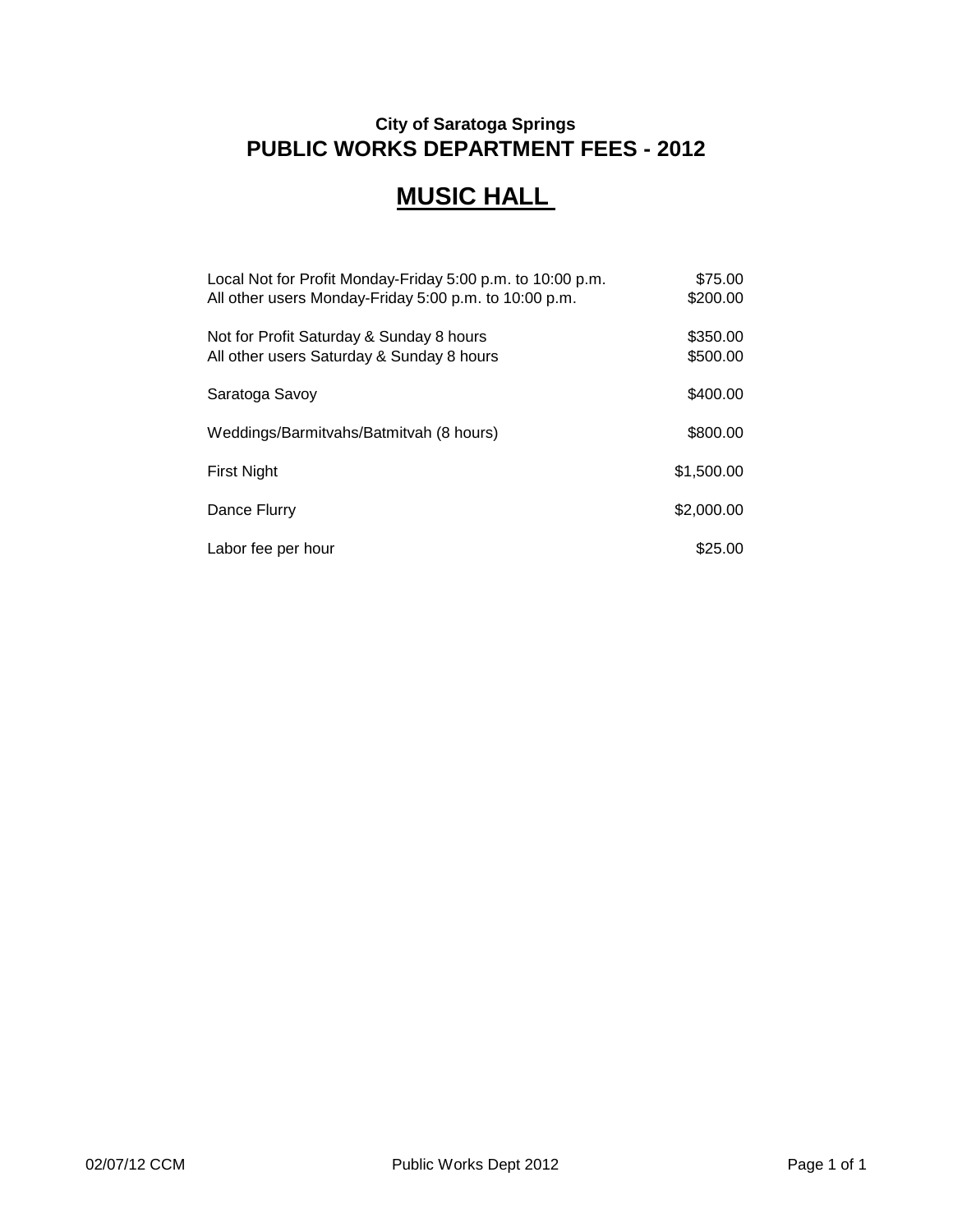**City of Saratoga Springs**

## PUBLIC WORKS DEPARTMENT FEES - 2012

# MUSIC HALL

| | |
|---|---|
| Local Not for Profit Monday-Friday 5:00 p.m. to 10:00 p.m. | $75.00 |
| All other users Monday-Friday 5:00 p.m. to 10:00 p.m. | $200.00 |
| Not for Profit Saturday & Sunday 8 hours | $350.00 |
| All other users Saturday & Sunday 8 hours | $500.00 |
| Saratoga Savoy | $400.00 |
| Weddings/Barmitvahs/Batmitvah (8 hours) | $800.00 |
| First Night | $1,500.00 |
| Dance Flurry | $2,000.00 |
| Labor fee per hour | $25.00 |

02/07/12 CCM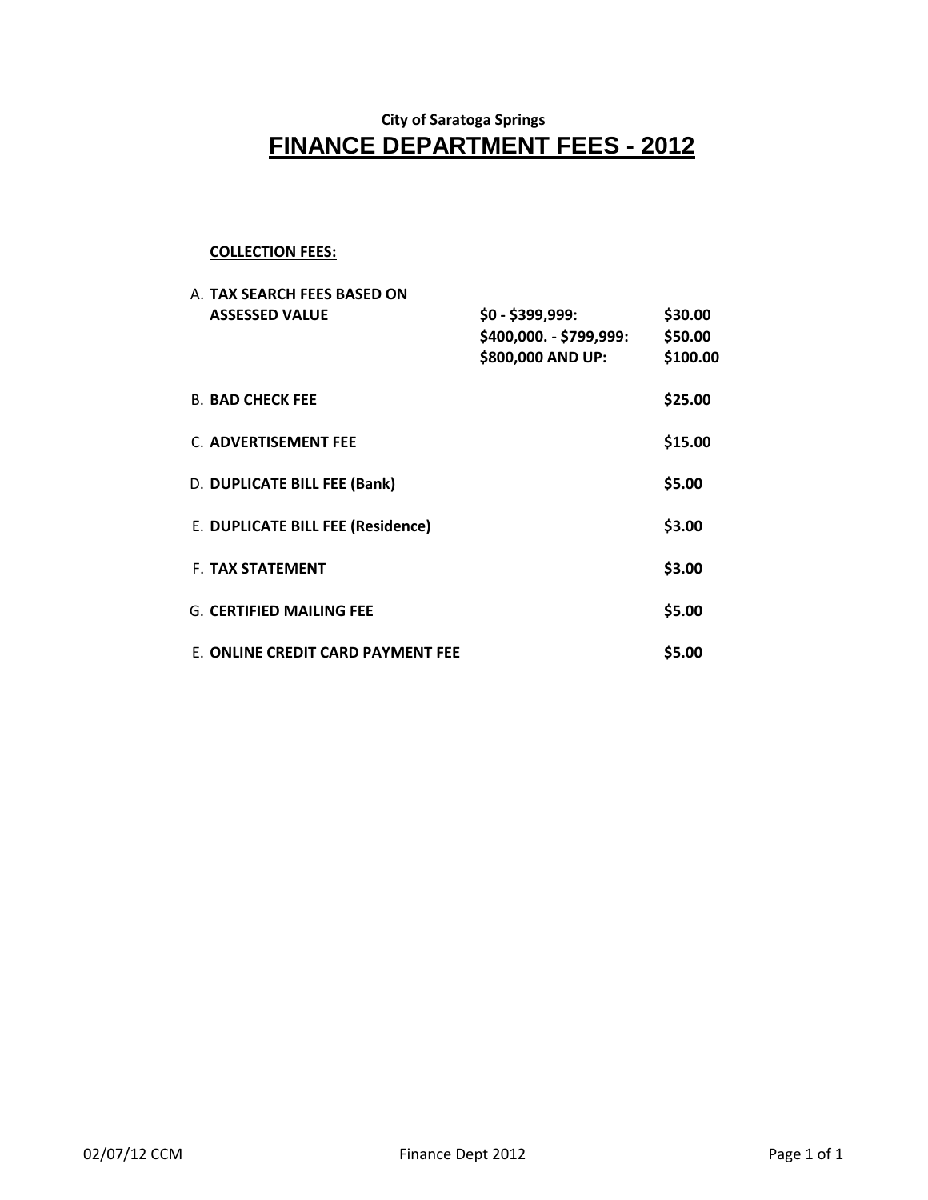**City of Saratoga Springs**

# FINANCE DEPARTMENT FEES - 2012

**COLLECTION FEES:**

| | | |
|---|---|---|
| A. **TAX SEARCH FEES BASED ON ASSESSED VALUE** | **$0 - $399,999:** | **$30.00** |
| | **$400,000. - $799,999:** | **$50.00** |
| | **$800,000 AND UP:** | **$100.00** |
| B. **BAD CHECK FEE** | | **$25.00** |
| C. **ADVERTISEMENT FEE** | | **$15.00** |
| D. **DUPLICATE BILL FEE (Bank)** | | **$5.00** |
| E. **DUPLICATE BILL FEE (Residence)** | | **$3.00** |
| F. **TAX STATEMENT** | | **$3.00** |
| G. **CERTIFIED MAILING FEE** | | **$5.00** |
| E. **ONLINE CREDIT CARD PAYMENT FEE** | | **$5.00** |

02/07/12 CCM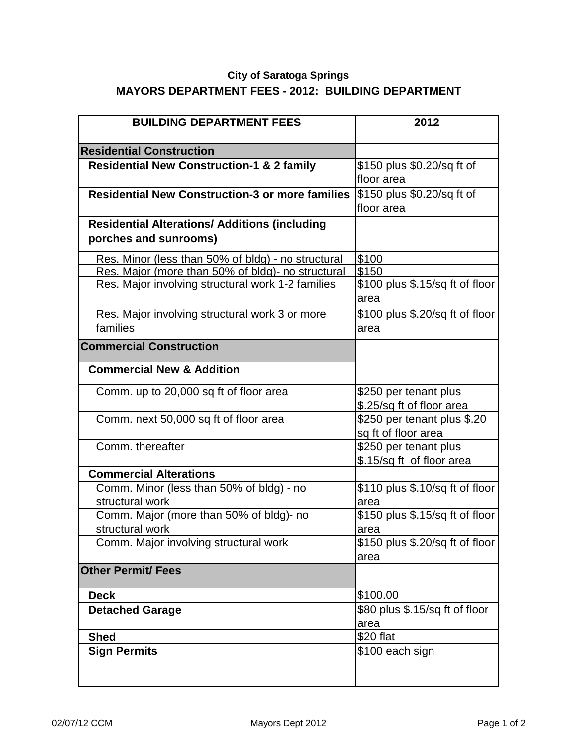### City of Saratoga Springs

## MAYORS DEPARTMENT FEES - 2012: BUILDING DEPARTMENT

| BUILDING DEPARTMENT FEES | 2012 |
|---|---|
| | |
| **Residential Construction** | |
| **Residential New Construction-1 & 2 family** | $150 plus $0.20/sq ft of floor area |
| **Residential New Construction-3 or more families** | $150 plus $0.20/sq ft of floor area |
| **Residential Alterations/ Additions (including porches and sunrooms)** | |
| Res. Minor (less than 50% of bldg) - no structural | $100 |
| Res. Major (more than 50% of bldg)- no structural | $150 |
| Res. Major involving structural work 1-2 families | $100 plus $.15/sq ft of floor area |
| Res. Major involving structural work 3 or more families | $100 plus $.20/sq ft of floor area |
| **Commercial Construction** | |
| **Commercial New & Addition** | |
| Comm. up to 20,000 sq ft of floor area | $250 per tenant plus $.25/sq ft of floor area |
| Comm. next 50,000 sq ft of floor area | $250 per tenant plus $.20 sq ft of floor area |
| Comm. thereafter | $250 per tenant plus $.15/sq ft of floor area |
| **Commercial Alterations** | |
| Comm. Minor (less than 50% of bldg) - no structural work | $110 plus $.10/sq ft of floor area |
| Comm. Major (more than 50% of bldg)- no structural work | $150 plus $.15/sq ft of floor area |
| Comm. Major involving structural work | $150 plus $.20/sq ft of floor area |
| **Other Permit/ Fees** | |
| **Deck** | $100.00 |
| **Detached Garage** | $80 plus $.15/sq ft of floor area |
| **Shed** | $20 flat |
| **Sign Permits** | $100 each sign |

02/07/12 CCM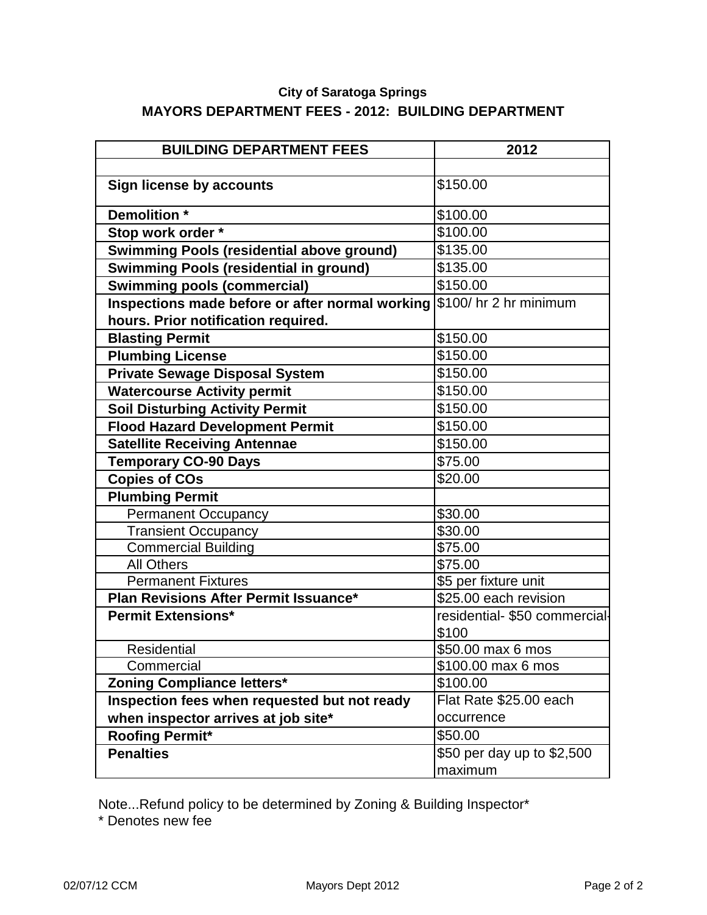**City of Saratoga Springs**

**MAYORS DEPARTMENT FEES - 2012: BUILDING DEPARTMENT**

| BUILDING DEPARTMENT FEES | 2012 |
|---|---|
| | |
| **Sign license by accounts** | $150.00 |
| **Demolition *** | $100.00 |
| **Stop work order *** | $100.00 |
| **Swimming Pools (residential above ground)** | $135.00 |
| **Swimming Pools (residential in ground)** | $135.00 |
| **Swimming pools (commercial)** | $150.00 |
| **Inspections made before or after normal working hours. Prior notification required.** | $100/ hr 2 hr minimum |
| **Blasting Permit** | $150.00 |
| **Plumbing License** | $150.00 |
| **Private Sewage Disposal System** | $150.00 |
| **Watercourse Activity permit** | $150.00 |
| **Soil Disturbing Activity Permit** | $150.00 |
| **Flood Hazard Development Permit** | $150.00 |
| **Satellite Receiving Antennae** | $150.00 |
| **Temporary CO-90 Days** | $75.00 |
| **Copies of COs** | $20.00 |
| **Plumbing Permit** | |
| Permanent Occupancy | $30.00 |
| Transient Occupancy | $30.00 |
| Commercial Building | $75.00 |
| All Others | $75.00 |
| Permanent Fixtures | $5 per fixture unit |
| **Plan Revisions After Permit Issuance*** | $25.00 each revision |
| **Permit Extensions*** | residential- $50 commercial- $100 |
| Residential | $50.00 max 6 mos |
| Commercial | $100.00 max 6 mos |
| **Zoning Compliance letters*** | $100.00 |
| **Inspection fees when requested but not ready when inspector arrives at job site*** | Flat Rate $25.00 each occurrence |
| **Roofing Permit*** | $50.00 |
| **Penalties** | $50 per day up to $2,500 maximum |

Note...Refund policy to be determined by Zoning & Building Inspector*

\* Denotes new fee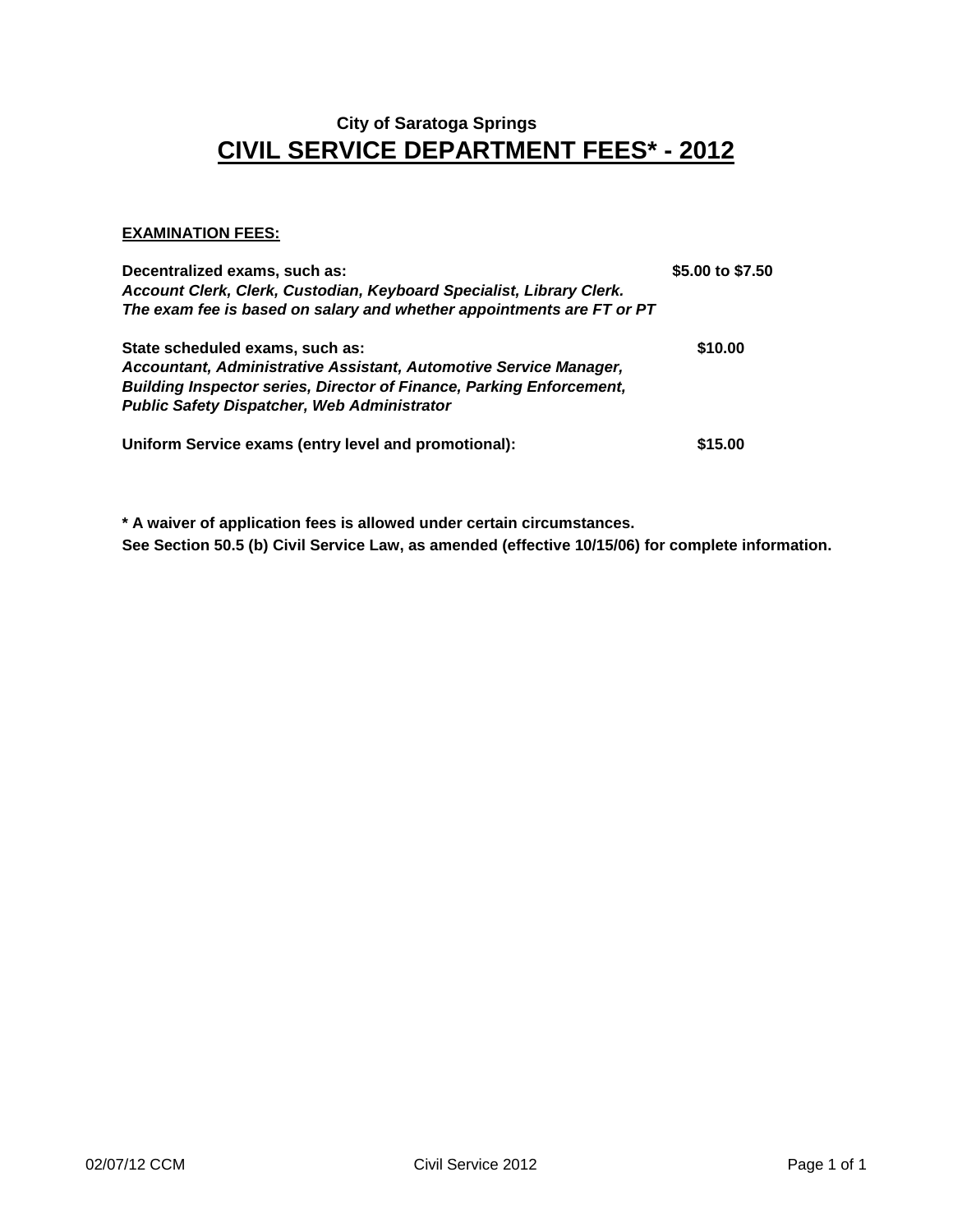**City of Saratoga Springs**

# CIVIL SERVICE DEPARTMENT FEES* - 2012

**EXAMINATION FEES:**

| | |
|---|---|
| **Decentralized exams, such as:**<br>***Account Clerk, Clerk, Custodian, Keyboard Specialist, Library Clerk.***<br>***The exam fee is based on salary and whether appointments are FT or PT*** | **$5.00 to $7.50** |
| **State scheduled exams, such as:**<br>***Accountant, Administrative Assistant, Automotive Service Manager, Building Inspector series, Director of Finance, Parking Enforcement, Public Safety Dispatcher, Web Administrator*** | **$10.00** |
| **Uniform Service exams (entry level and promotional):** | **$15.00** |

**\* A waiver of application fees is allowed under certain circumstances.**
**See Section 50.5 (b) Civil Service Law, as amended (effective 10/15/06) for complete information.**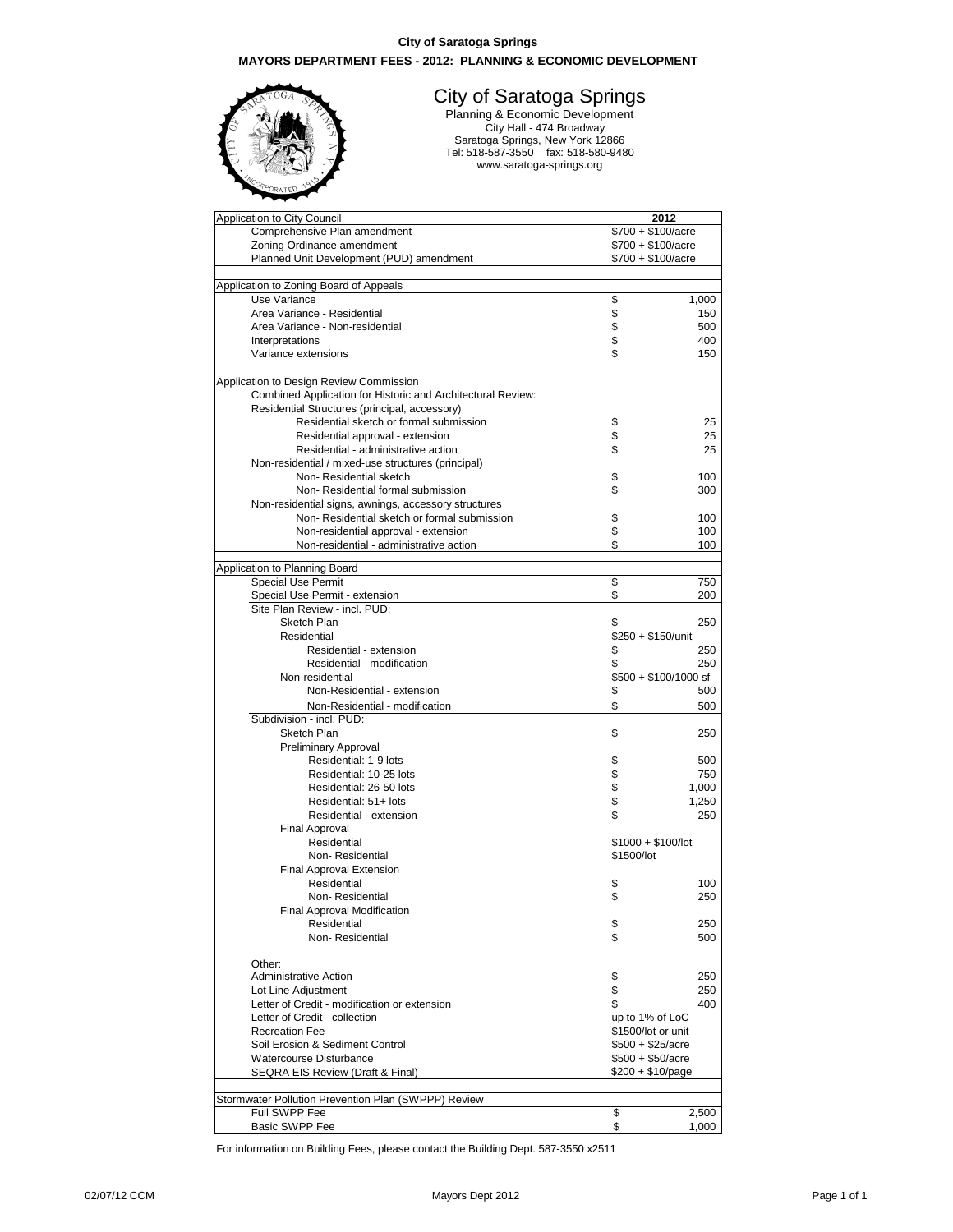**City of Saratoga Springs**

**MAYORS DEPARTMENT FEES - 2012: PLANNING & ECONOMIC DEVELOPMENT**

# City of Saratoga Springs

Planning & Economic Development
City Hall - 474 Broadway
Saratoga Springs, New York 12866
Tel: 518-587-3550 fax: 518-580-9480
www.saratoga-springs.org

| Application to City Council | 2012 |
|---|---|
| Comprehensive Plan amendment | $700 + $100/acre |
| Zoning Ordinance amendment | $700 + $100/acre |
| Planned Unit Development (PUD) amendment | $700 + $100/acre |
| | |
| Application to Zoning Board of Appeals | |
| Use Variance | $ 1,000 |
| Area Variance - Residential | $ 150 |
| Area Variance - Non-residential | $ 500 |
| Interpretations | $ 400 |
| Variance extensions | $ 150 |
| | |
| Application to Design Review Commission | |
| Combined Application for Historic and Architectural Review: | |
| Residential Structures (principal, accessory) | |
| Residential sketch or formal submission | $ 25 |
| Residential approval - extension | $ 25 |
| Residential - administrative action | $ 25 |
| Non-residential / mixed-use structures (principal) | |
| Non- Residential sketch | $ 100 |
| Non- Residential formal submission | $ 300 |
| Non-residential signs, awnings, accessory structures | |
| Non- Residential sketch or formal submission | $ 100 |
| Non-residential approval - extension | $ 100 |
| Non-residential - administrative action | $ 100 |
| | |
| Application to Planning Board | |
| Special Use Permit | $ 750 |
| Special Use Permit - extension | $ 200 |
| Site Plan Review - incl. PUD: | |
| Sketch Plan | $ 250 |
| Residential | $250 + $150/unit |
| Residential - extension | $ 250 |
| Residential - modification | $ 250 |
| Non-residential | $500 + $100/1000 sf |
| Non-Residential - extension | $ 500 |
| Non-Residential - modification | $ 500 |
| Subdivision - incl. PUD: | |
| Sketch Plan | $ 250 |
| Preliminary Approval | |
| Residential: 1-9 lots | $ 500 |
| Residential: 10-25 lots | $ 750 |
| Residential: 26-50 lots | $ 1,000 |
| Residential: 51+ lots | $ 1,250 |
| Residential - extension | $ 250 |
| Final Approval | |
| Residential | $1000 + $100/lot |
| Non- Residential | $1500/lot |
| Final Approval Extension | |
| Residential | $ 100 |
| Non- Residential | $ 250 |
| Final Approval Modification | |
| Residential | $ 250 |
| Non- Residential | $ 500 |
| | |
| Other: | |
| Administrative Action | $ 250 |
| Lot Line Adjustment | $ 250 |
| Letter of Credit - modification or extension | $ 400 |
| Letter of Credit - collection | up to 1% of LoC |
| Recreation Fee | $1500/lot or unit |
| Soil Erosion & Sediment Control | $500 + $25/acre |
| Watercourse Disturbance | $500 + $50/acre |
| SEQRA EIS Review (Draft & Final) | $200 + $10/page |
| | |
| Stormwater Pollution Prevention Plan (SWPPP) Review | |
| Full SWPP Fee | $ 2,500 |
| Basic SWPP Fee | $ 1,000 |

For information on Building Fees, please contact the Building Dept. 587-3550 x2511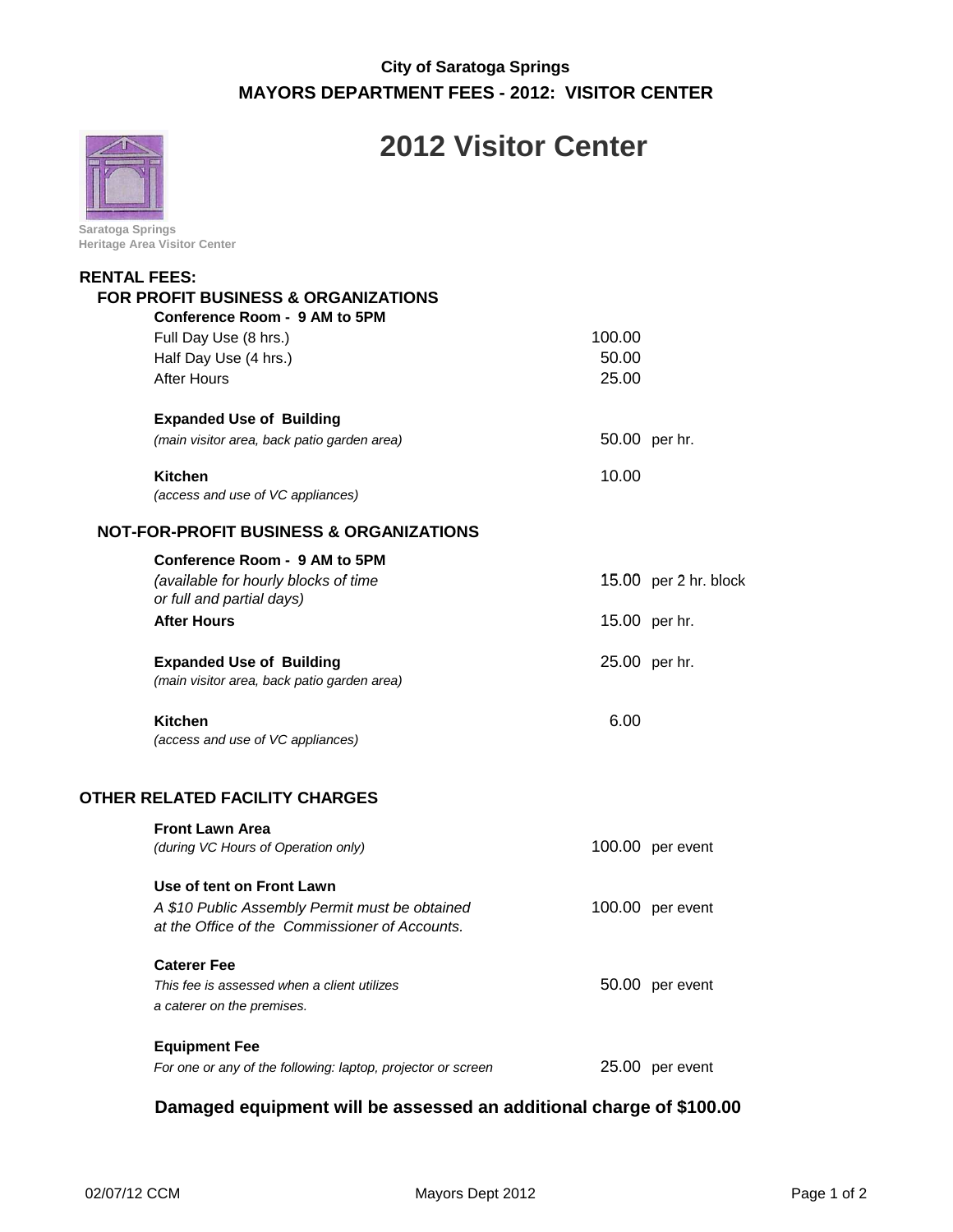**City of Saratoga Springs**
**MAYORS DEPARTMENT FEES - 2012: VISITOR CENTER**

# 2012 Visitor Center

**Saratoga Springs**
**Heritage Area Visitor Center**

## RENTAL FEES:

### FOR PROFIT BUSINESS & ORGANIZATIONS

| | | |
|---|---|---|
| **Conference Room - 9 AM to 5PM** | | |
| Full Day Use (8 hrs.) | 100.00 | |
| Half Day Use (4 hrs.) | 50.00 | |
| After Hours | 25.00 | |
| **Expanded Use of Building** | | |
| *(main visitor area, back patio garden area)* | 50.00 | per hr. |
| **Kitchen** | 10.00 | |
| *(access and use of VC appliances)* | | |

### NOT-FOR-PROFIT BUSINESS & ORGANIZATIONS

| | | |
|---|---|---|
| **Conference Room - 9 AM to 5PM** | | |
| *(available for hourly blocks of time or full and partial days)* | 15.00 | per 2 hr. block |
| **After Hours** | 15.00 | per hr. |
| **Expanded Use of Building** | 25.00 | per hr. |
| *(main visitor area, back patio garden area)* | | |
| **Kitchen** | 6.00 | |
| *(access and use of VC appliances)* | | |

## OTHER RELATED FACILITY CHARGES

| | | |
|---|---|---|
| **Front Lawn Area** | | |
| *(during VC Hours of Operation only)* | 100.00 | per event |
| **Use of tent on Front Lawn** | | |
| *A $10 Public Assembly Permit must be obtained at the Office of the Commissioner of Accounts.* | 100.00 | per event |
| **Caterer Fee** | | |
| *This fee is assessed when a client utilizes a caterer on the premises.* | 50.00 | per event |
| **Equipment Fee** | | |
| *For one or any of the following: laptop, projector or screen* | 25.00 | per event |

**Damaged equipment will be assessed an additional charge of $100.00**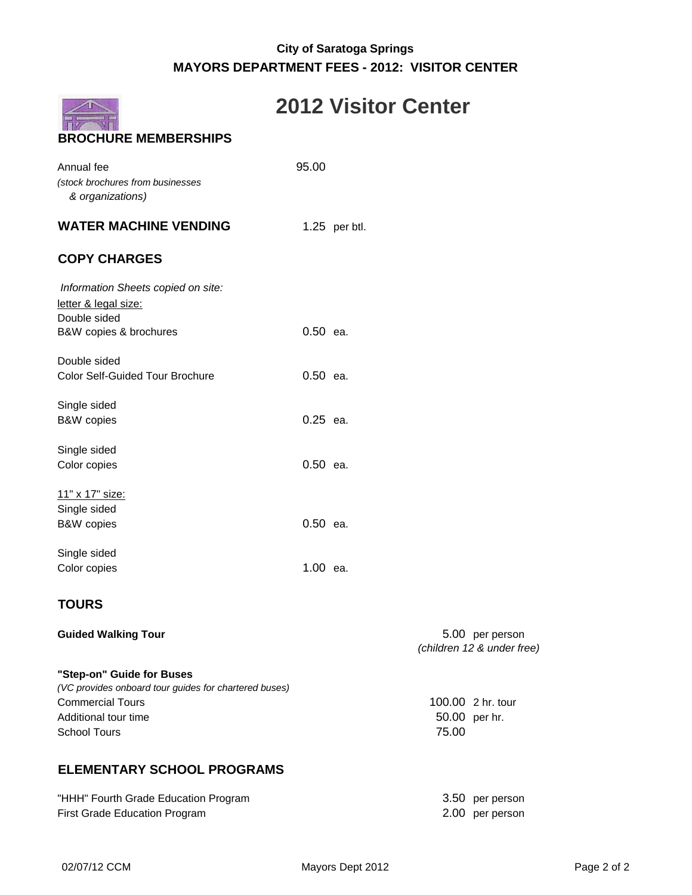**City of Saratoga Springs**
**MAYORS DEPARTMENT FEES - 2012: VISITOR CENTER**

# 2012 Visitor Center

## BROCHURE MEMBERSHIPS

| | |
|---|---|
| Annual fee *(stock brochures from businesses & organizations)* | 95.00 |

## WATER MACHINE VENDING

1.25 per btl.

## COPY CHARGES

*Information Sheets copied on site:*

letter & legal size:

| | |
|---|---|
| Double sided B&W copies & brochures | 0.50 ea. |
| Double sided Color Self-Guided Tour Brochure | 0.50 ea. |
| Single sided B&W copies | 0.25 ea. |
| Single sided Color copies | 0.50 ea. |

11" x 17" size:

| | |
|---|---|
| Single sided B&W copies | 0.50 ea. |
| Single sided Color copies | 1.00 ea. |

## TOURS

| | |
|---|---|
| **Guided Walking Tour** | 5.00 per person *(children 12 & under free)* |

**"Step-on" Guide for Buses**
*(VC provides onboard tour guides for chartered buses)*

| | |
|---|---|
| Commercial Tours | 100.00 2 hr. tour |
| Additional tour time | 50.00 per hr. |
| School Tours | 75.00 |

## ELEMENTARY SCHOOL PROGRAMS

| | |
|---|---|
| "HHH" Fourth Grade Education Program | 3.50 per person |
| First Grade Education Program | 2.00 per person |

02/07/12 CCM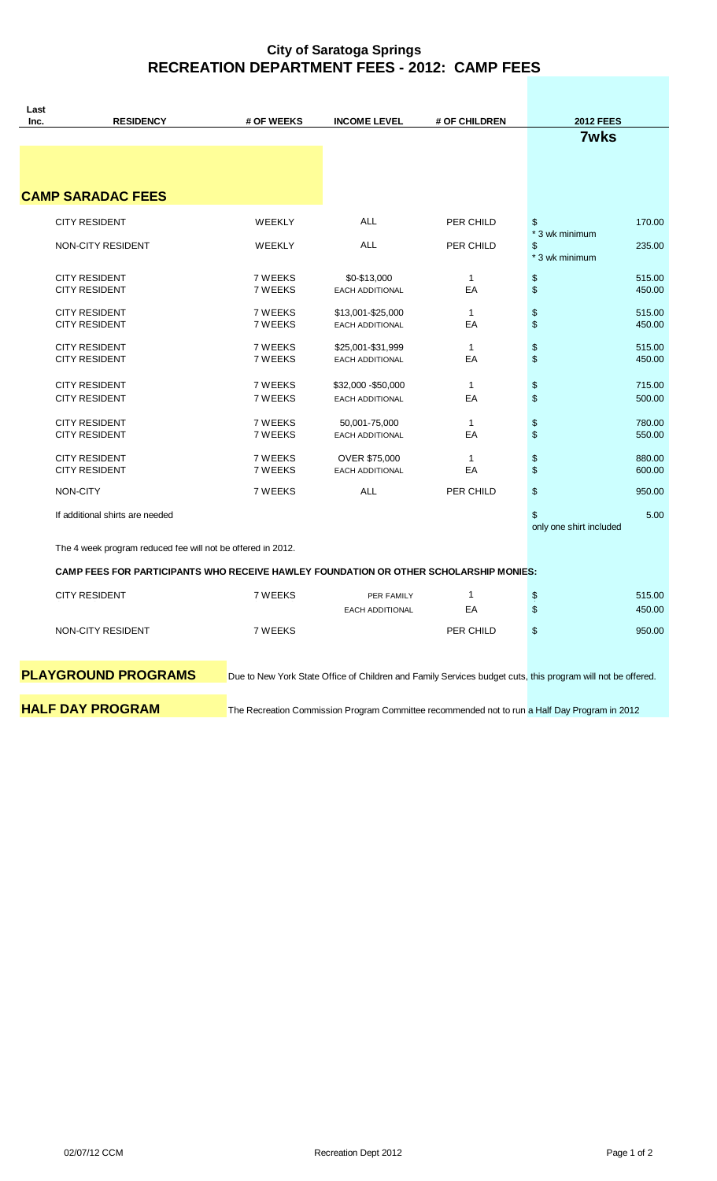# City of Saratoga Springs
## RECREATION DEPARTMENT FEES - 2012: CAMP FEES

| Last Inc. | RESIDENCY | # OF WEEKS | INCOME LEVEL | # OF CHILDREN | 2012 FEES 7wks |
|---|---|---|---|---|---|
| | **CAMP SARADAC FEES** | | | | |
| | CITY RESIDENT | WEEKLY | ALL | PER CHILD | $ 170.00 * 3 wk minimum |
| | NON-CITY RESIDENT | WEEKLY | ALL | PER CHILD | $ 235.00 * 3 wk minimum |
| | CITY RESIDENT | 7 WEEKS | $0-$13,000 | 1 | $ 515.00 |
| | CITY RESIDENT | 7 WEEKS | EACH ADDITIONAL | EA | $ 450.00 |
| | CITY RESIDENT | 7 WEEKS | $13,001-$25,000 | 1 | $ 515.00 |
| | CITY RESIDENT | 7 WEEKS | EACH ADDITIONAL | EA | $ 450.00 |
| | CITY RESIDENT | 7 WEEKS | $25,001-$31,999 | 1 | $ 515.00 |
| | CITY RESIDENT | 7 WEEKS | EACH ADDITIONAL | EA | $ 450.00 |
| | CITY RESIDENT | 7 WEEKS | $32,000 -$50,000 | 1 | $ 715.00 |
| | CITY RESIDENT | 7 WEEKS | EACH ADDITIONAL | EA | $ 500.00 |
| | CITY RESIDENT | 7 WEEKS | 50,001-75,000 | 1 | $ 780.00 |
| | CITY RESIDENT | 7 WEEKS | EACH ADDITIONAL | EA | $ 550.00 |
| | CITY RESIDENT | 7 WEEKS | OVER $75,000 | 1 | $ 880.00 |
| | CITY RESIDENT | 7 WEEKS | EACH ADDITIONAL | EA | $ 600.00 |
| | NON-CITY | 7 WEEKS | ALL | PER CHILD | $ 950.00 |
| | If additional shirts are needed | | | | $ 5.00 only one shirt included |

The 4 week program reduced fee will not be offered in 2012.

**CAMP FEES FOR PARTICIPANTS WHO RECEIVE HAWLEY FOUNDATION OR OTHER SCHOLARSHIP MONIES:**

| RESIDENCY | # OF WEEKS | INCOME LEVEL | # OF CHILDREN | 2012 FEES |
|---|---|---|---|---|
| CITY RESIDENT | 7 WEEKS | PER FAMILY | 1 | $ 515.00 |
| | | EACH ADDITIONAL | EA | $ 450.00 |
| NON-CITY RESIDENT | 7 WEEKS | | PER CHILD | $ 950.00 |

**PLAYGROUND PROGRAMS** Due to New York State Office of Children and Family Services budget cuts, this program will not be offered.

**HALF DAY PROGRAM** The Recreation Commission Program Committee recommended not to run a Half Day Program in 2012

02/07/12 CCM Recreation Dept 2012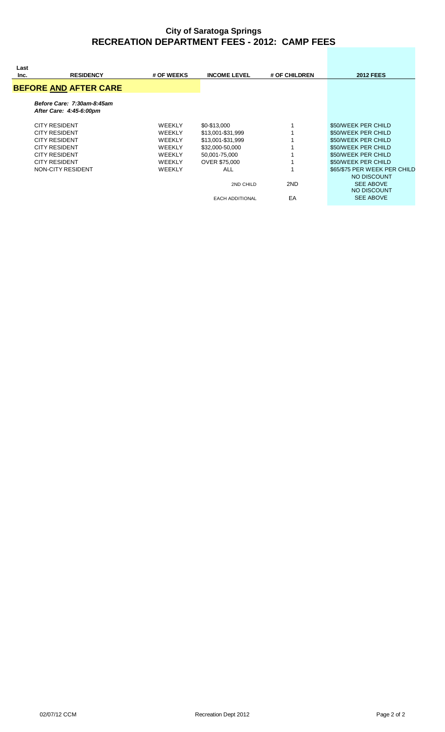## City of Saratoga Springs
## RECREATION DEPARTMENT FEES - 2012: CAMP FEES

| Last Inc. | RESIDENCY | # OF WEEKS | INCOME LEVEL | # OF CHILDREN | 2012 FEES |
|---|---|---|---|---|---|
| | **BEFORE AND AFTER CARE** | | | | |
| | ***Before Care: 7:30am-8:45am*** | | | | |
| | ***After Care: 4:45-6:00pm*** | | | | |
| | CITY RESIDENT | WEEKLY | \$0-\$13,000 | 1 | \$50/WEEK PER CHILD |
| | CITY RESIDENT | WEEKLY | \$13,001-\$31,999 | 1 | \$50/WEEK PER CHILD |
| | CITY RESIDENT | WEEKLY | \$13,001-\$31,999 | 1 | \$50/WEEK PER CHILD |
| | CITY RESIDENT | WEEKLY | \$32,000-50,000 | 1 | \$50/WEEK PER CHILD |
| | CITY RESIDENT | WEEKLY | 50,001-75,000 | 1 | \$50/WEEK PER CHILD |
| | CITY RESIDENT | WEEKLY | OVER \$75,000 | 1 | \$50/WEEK PER CHILD |
| | NON-CITY RESIDENT | WEEKLY | ALL | 1 | \$65/\$75 PER WEEK PER CHILD |
| | | | 2ND CHILD | 2ND | NO DISCOUNT SEE ABOVE |
| | | | EACH ADDITIONAL | EA | NO DISCOUNT SEE ABOVE |

02/07/12 CCM Recreation Dept 2012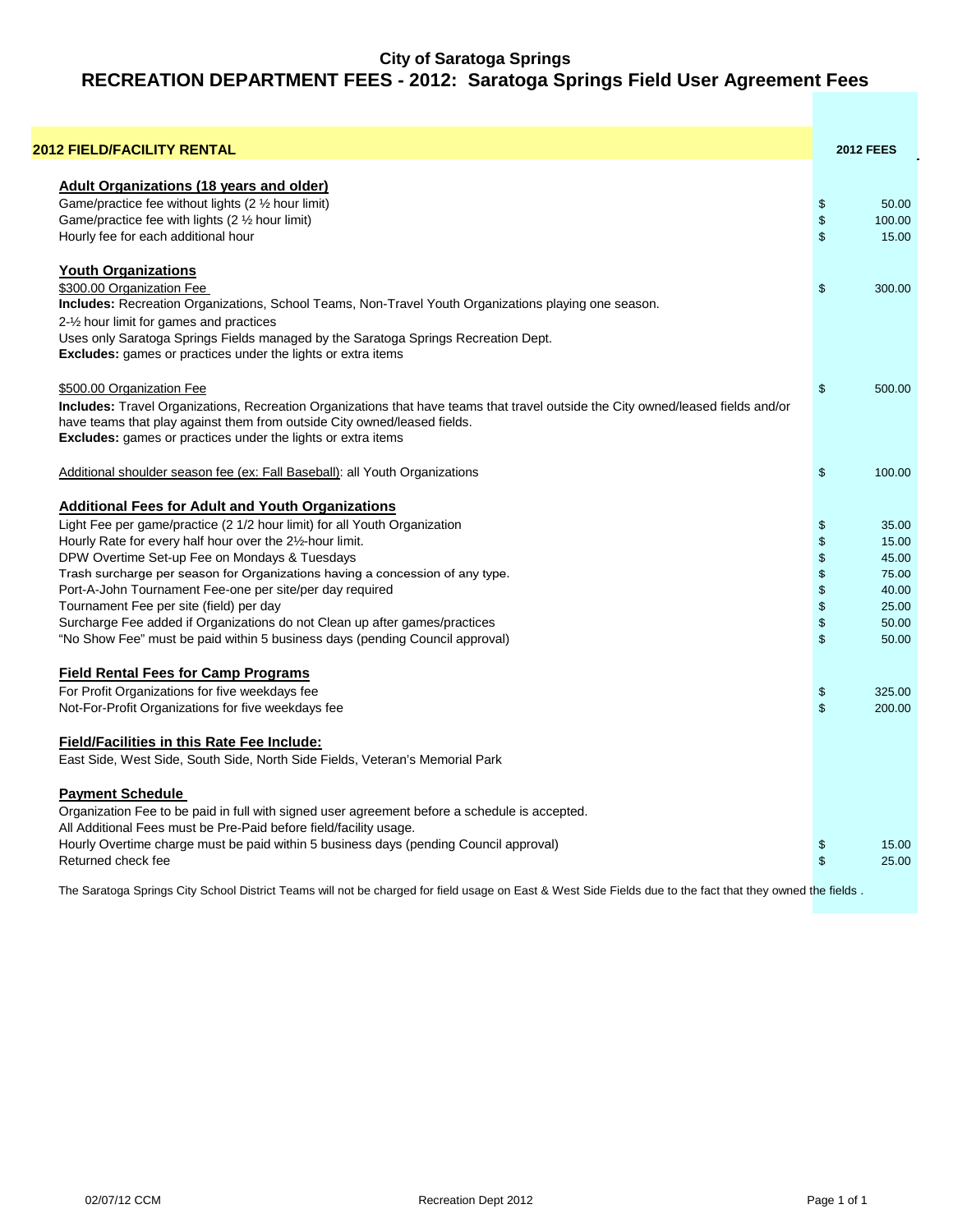# City of Saratoga Springs

## RECREATION DEPARTMENT FEES - 2012: Saratoga Springs Field User Agreement Fees

| 2012 FIELD/FACILITY RENTAL | 2012 FEES |
|---|---|
| **Adult Organizations (18 years and older)** | |
| Game/practice fee without lights (2 ½ hour limit) | $ 50.00 |
| Game/practice fee with lights (2 ½ hour limit) | $ 100.00 |
| Hourly fee for each additional hour | $ 15.00 |
| **Youth Organizations** | |
| $300.00 Organization Fee | $ 300.00 |
| **Includes:** Recreation Organizations, School Teams, Non-Travel Youth Organizations playing one season. | |
| 2-½ hour limit for games and practices | |
| Uses only Saratoga Springs Fields managed by the Saratoga Springs Recreation Dept. | |
| **Excludes:** games or practices under the lights or extra items | |
| $500.00 Organization Fee | $ 500.00 |
| **Includes:** Travel Organizations, Recreation Organizations that have teams that travel outside the City owned/leased fields and/or have teams that play against them from outside City owned/leased fields. | |
| **Excludes:** games or practices under the lights or extra items | |
| Additional shoulder season fee (ex: Fall Baseball): all Youth Organizations | $ 100.00 |
| **Additional Fees for Adult and Youth Organizations** | |
| Light Fee per game/practice (2 1/2 hour limit) for all Youth Organization | $ 35.00 |
| Hourly Rate for every half hour over the 2½-hour limit. | $ 15.00 |
| DPW Overtime Set-up Fee on Mondays & Tuesdays | $ 45.00 |
| Trash surcharge per season for Organizations having a concession of any type. | $ 75.00 |
| Port-A-John Tournament Fee-one per site/per day required | $ 40.00 |
| Tournament Fee per site (field) per day | $ 25.00 |
| Surcharge Fee added if Organizations do not Clean up after games/practices | $ 50.00 |
| "No Show Fee" must be paid within 5 business days (pending Council approval) | $ 50.00 |
| **Field Rental Fees for Camp Programs** | |
| For Profit Organizations for five weekdays fee | $ 325.00 |
| Not-For-Profit Organizations for five weekdays fee | $ 200.00 |
| **Field/Facilities in this Rate Fee Include:** | |
| East Side, West Side, South Side, North Side Fields, Veteran's Memorial Park | |
| **Payment Schedule** | |
| Organization Fee to be paid in full with signed user agreement before a schedule is accepted. | |
| All Additional Fees must be Pre-Paid before field/facility usage. | |
| Hourly Overtime charge must be paid within 5 business days (pending Council approval) | $ 15.00 |
| Returned check fee | $ 25.00 |

The Saratoga Springs City School District Teams will not be charged for field usage on East & West Side Fields due to the fact that they owned the fields .

02/07/12 CCM Recreation Dept 2012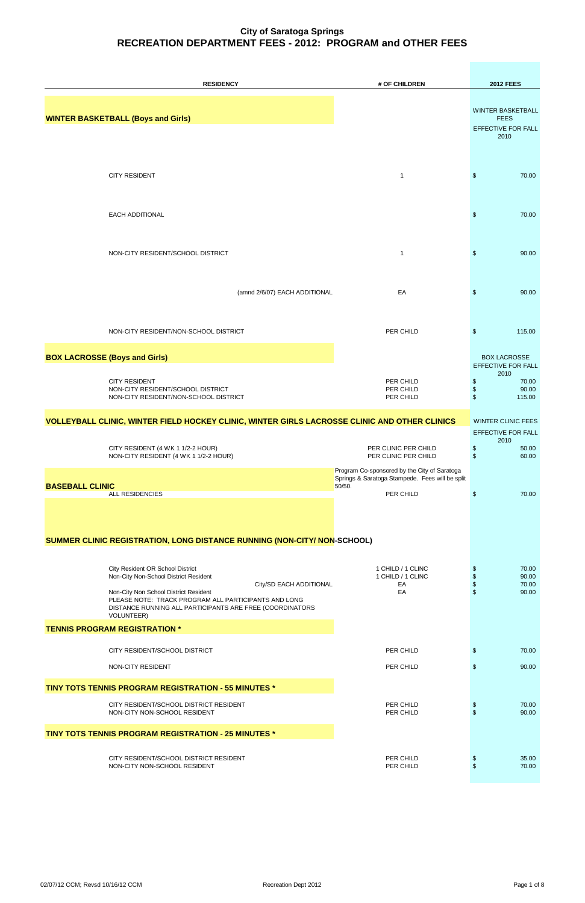# City of Saratoga Springs
## RECREATION DEPARTMENT FEES - 2012: PROGRAM and OTHER FEES

| RESIDENCY | # OF CHILDREN | 2012 FEES |
|---|---|---|
| **WINTER BASKETBALL (Boys and Girls)** | | WINTER BASKETBALL FEES EFFECTIVE FOR FALL 2010 |
| CITY RESIDENT | 1 | $ 70.00 |
| EACH ADDITIONAL | | $ 70.00 |
| NON-CITY RESIDENT/SCHOOL DISTRICT | 1 | $ 90.00 |
| (amnd 2/6/07) EACH ADDITIONAL | EA | $ 90.00 |
| NON-CITY RESIDENT/NON-SCHOOL DISTRICT | PER CHILD | $ 115.00 |
| **BOX LACROSSE (Boys and Girls)** | | BOX LACROSSE EFFECTIVE FOR FALL 2010 |
| CITY RESIDENT | PER CHILD | $ 70.00 |
| NON-CITY RESIDENT/SCHOOL DISTRICT | PER CHILD | $ 90.00 |
| NON-CITY RESIDENT/NON-SCHOOL DISTRICT | PER CHILD | $ 115.00 |
| **VOLLEYBALL CLINIC, WINTER FIELD HOCKEY CLINIC, WINTER GIRLS LACROSSE CLINIC AND OTHER CLINICS** | | WINTER CLINIC FEES EFFECTIVE FOR FALL 2010 |
| CITY RESIDENT (4 WK 1 1/2-2 HOUR) | PER CLINIC PER CHILD | $ 50.00 |
| NON-CITY RESIDENT (4 WK 1 1/2-2 HOUR) | PER CLINIC PER CHILD | $ 60.00 |
| **BASEBALL CLINIC** | Program Co-sponsored by the City of Saratoga Springs & Saratoga Stampede. Fees will be split 50/50. | |
| ALL RESIDENCIES | PER CHILD | $ 70.00 |
| **SUMMER CLINIC REGISTRATION, LONG DISTANCE RUNNING (NON-CITY/ NON-SCHOOL)** | | |
| City Resident OR School District | 1 CHILD / 1 CLINC | $ 70.00 |
| Non-City Non-School District Resident | 1 CHILD / 1 CLINC | $ 90.00 |
| City/SD EACH ADDITIONAL | EA | $ 70.00 |
| Non-City Non School District Resident | EA | $ 90.00 |
| PLEASE NOTE: TRACK PROGRAM ALL PARTICIPANTS AND LONG DISTANCE RUNNING ALL PARTICIPANTS ARE FREE (COORDINATORS VOLUNTEER) | | |
| **TENNIS PROGRAM REGISTRATION *** | | |
| CITY RESIDENT/SCHOOL DISTRICT | PER CHILD | $ 70.00 |
| NON-CITY RESIDENT | PER CHILD | $ 90.00 |
| **TINY TOTS TENNIS PROGRAM REGISTRATION - 55 MINUTES *** | | |
| CITY RESIDENT/SCHOOL DISTRICT RESIDENT | PER CHILD | $ 70.00 |
| NON-CITY NON-SCHOOL RESIDENT | PER CHILD | $ 90.00 |
| **TINY TOTS TENNIS PROGRAM REGISTRATION - 25 MINUTES *** | | |
| CITY RESIDENT/SCHOOL DISTRICT RESIDENT | PER CHILD | $ 35.00 |
| NON-CITY NON-SCHOOL RESIDENT | PER CHILD | $ 70.00 |

02/07/12 CCM; Revsd 10/16/12 CCM — Recreation Dept 2012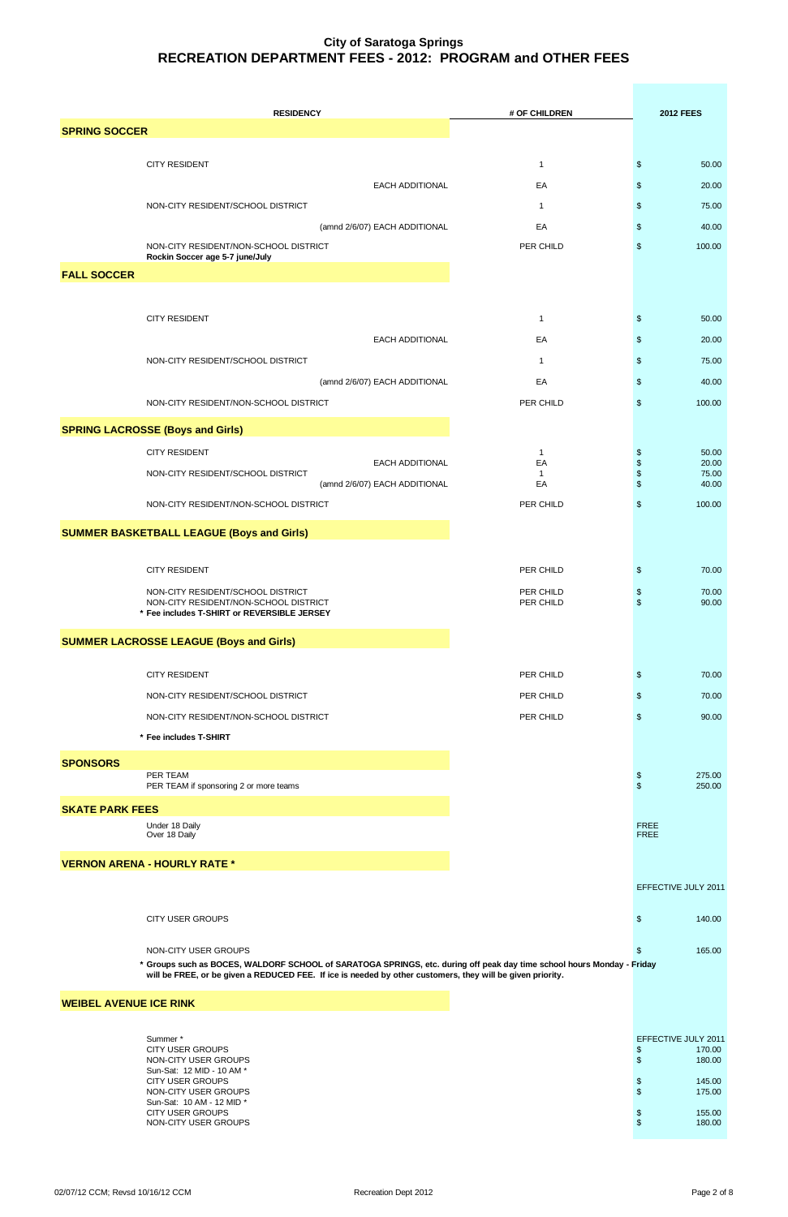# City of Saratoga Springs
## RECREATION DEPARTMENT FEES - 2012: PROGRAM and OTHER FEES

| RESIDENCY | | # OF CHILDREN | 2012 FEES |
|---|---|---|---|
| **SPRING SOCCER** | | | |
| CITY RESIDENT | | 1 | $ 50.00 |
| | EACH ADDITIONAL | EA | $ 20.00 |
| NON-CITY RESIDENT/SCHOOL DISTRICT | | 1 | $ 75.00 |
| | (amnd 2/6/07) EACH ADDITIONAL | EA | $ 40.00 |
| NON-CITY RESIDENT/NON-SCHOOL DISTRICT | | PER CHILD | $ 100.00 |
| **Rockin Soccer age 5-7 june/July** | | | |
| **FALL SOCCER** | | | |
| CITY RESIDENT | | 1 | $ 50.00 |
| | EACH ADDITIONAL | EA | $ 20.00 |
| NON-CITY RESIDENT/SCHOOL DISTRICT | | 1 | $ 75.00 |
| | (amnd 2/6/07) EACH ADDITIONAL | EA | $ 40.00 |
| NON-CITY RESIDENT/NON-SCHOOL DISTRICT | | PER CHILD | $ 100.00 |
| **SPRING LACROSSE (Boys and Girls)** | | | |
| CITY RESIDENT | | 1 | $ 50.00 |
| | EACH ADDITIONAL | EA | $ 20.00 |
| NON-CITY RESIDENT/SCHOOL DISTRICT | | 1 | $ 75.00 |
| | (amnd 2/6/07) EACH ADDITIONAL | EA | $ 40.00 |
| NON-CITY RESIDENT/NON-SCHOOL DISTRICT | | PER CHILD | $ 100.00 |
| **SUMMER BASKETBALL LEAGUE (Boys and Girls)** | | | |
| CITY RESIDENT | | PER CHILD | $ 70.00 |
| NON-CITY RESIDENT/SCHOOL DISTRICT | | PER CHILD | $ 70.00 |
| NON-CITY RESIDENT/NON-SCHOOL DISTRICT | | PER CHILD | $ 90.00 |
| **\* Fee includes T-SHIRT or REVERSIBLE JERSEY** | | | |
| **SUMMER LACROSSE LEAGUE (Boys and Girls)** | | | |
| CITY RESIDENT | | PER CHILD | $ 70.00 |
| NON-CITY RESIDENT/SCHOOL DISTRICT | | PER CHILD | $ 70.00 |
| NON-CITY RESIDENT/NON-SCHOOL DISTRICT | | PER CHILD | $ 90.00 |
| **\* Fee includes T-SHIRT** | | | |
| **SPONSORS** | | | |
| PER TEAM | | | $ 275.00 |
| PER TEAM if sponsoring 2 or more teams | | | $ 250.00 |
| **SKATE PARK FEES** | | | |
| Under 18 Daily | | | FREE |
| Over 18 Daily | | | FREE |
| **VERNON ARENA - HOURLY RATE \*** | | | |
| | | | EFFECTIVE JULY 2011 |
| CITY USER GROUPS | | | $ 140.00 |
| NON-CITY USER GROUPS | | | $ 165.00 |

**\* Groups such as BOCES, WALDORF SCHOOL of SARATOGA SPRINGS, etc. during off peak day time school hours Monday - Friday will be FREE, or be given a REDUCED FEE. If ice is needed by other customers, they will be given priority.**

| **WEIBEL AVENUE ICE RINK** | |
|---|---|
| Summer \* | EFFECTIVE JULY 2011 |
| CITY USER GROUPS | $ 170.00 |
| NON-CITY USER GROUPS | $ 180.00 |
| Sun-Sat: 12 MID - 10 AM \* | |
| CITY USER GROUPS | $ 145.00 |
| NON-CITY USER GROUPS | $ 175.00 |
| Sun-Sat: 10 AM - 12 MID \* | |
| CITY USER GROUPS | $ 155.00 |
| NON-CITY USER GROUPS | $ 180.00 |

02/07/12 CCM; Revsd 10/16/12 CCM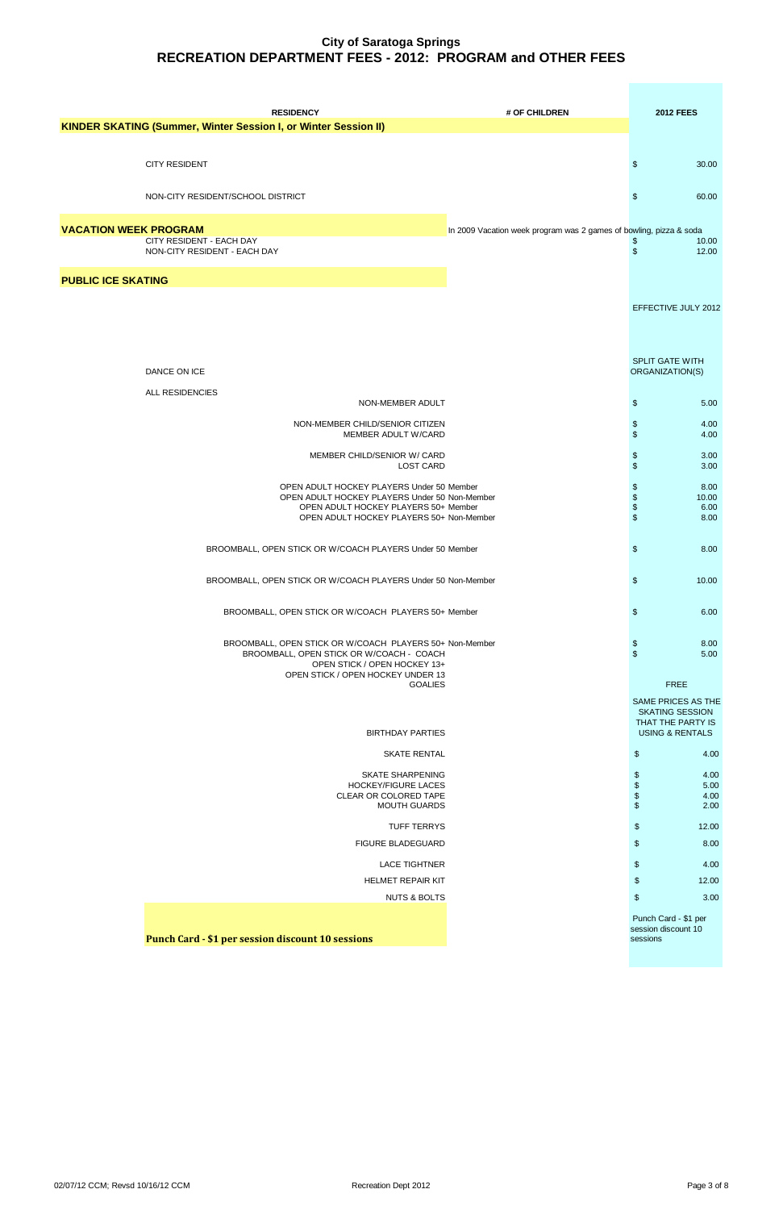# City of Saratoga Springs
## RECREATION DEPARTMENT FEES - 2012: PROGRAM and OTHER FEES

| RESIDENCY | # OF CHILDREN | 2012 FEES |
|---|---|---|
| **KINDER SKATING (Summer, Winter Session I, or Winter Session II)** | | |
| CITY RESIDENT | | $ 30.00 |
| NON-CITY RESIDENT/SCHOOL DISTRICT | | $ 60.00 |
| **VACATION WEEK PROGRAM** | In 2009 Vacation week program was 2 games of bowling, pizza & soda | |
| CITY RESIDENT - EACH DAY | | $ 10.00 |
| NON-CITY RESIDENT - EACH DAY | | $ 12.00 |
| **PUBLIC ICE SKATING** | | |
| | | EFFECTIVE JULY 2012 |
| DANCE ON ICE | | SPLIT GATE WITH ORGANIZATION(S) |
| ALL RESIDENCIES | | |
| NON-MEMBER ADULT | | $ 5.00 |
| NON-MEMBER CHILD/SENIOR CITIZEN | | $ 4.00 |
| MEMBER ADULT W/CARD | | $ 4.00 |
| MEMBER CHILD/SENIOR W/ CARD | | $ 3.00 |
| LOST CARD | | $ 3.00 |
| OPEN ADULT HOCKEY PLAYERS Under 50 Member | | $ 8.00 |
| OPEN ADULT HOCKEY PLAYERS Under 50 Non-Member | | $ 10.00 |
| OPEN ADULT HOCKEY PLAYERS 50+ Member | | $ 6.00 |
| OPEN ADULT HOCKEY PLAYERS 50+ Non-Member | | $ 8.00 |
| BROOMBALL, OPEN STICK OR W/COACH PLAYERS Under 50 Member | | $ 8.00 |
| BROOMBALL, OPEN STICK OR W/COACH PLAYERS Under 50 Non-Member | | $ 10.00 |
| BROOMBALL, OPEN STICK OR W/COACH PLAYERS 50+ Member | | $ 6.00 |
| BROOMBALL, OPEN STICK OR W/COACH PLAYERS 50+ Non-Member | | $ 8.00 |
| BROOMBALL, OPEN STICK OR W/COACH - COACH | | $ 5.00 |
| OPEN STICK / OPEN HOCKEY 13+ | | |
| OPEN STICK / OPEN HOCKEY UNDER 13 | | |
| GOALIES | | FREE |
| BIRTHDAY PARTIES | | SAME PRICES AS THE SKATING SESSION THAT THE PARTY IS USING & RENTALS |
| SKATE RENTAL | | $ 4.00 |
| SKATE SHARPENING | | $ 4.00 |
| HOCKEY/FIGURE LACES | | $ 5.00 |
| CLEAR OR COLORED TAPE | | $ 4.00 |
| MOUTH GUARDS | | $ 2.00 |
| TUFF TERRYS | | $ 12.00 |
| FIGURE BLADEGUARD | | $ 8.00 |
| LACE TIGHTNER | | $ 4.00 |
| HELMET REPAIR KIT | | $ 12.00 |
| NUTS & BOLTS | | $ 3.00 |
| **Punch Card - $1 per session discount 10 sessions** | | Punch Card - $1 per session discount 10 sessions |

02/07/12 CCM; Revsd 10/16/12 CCM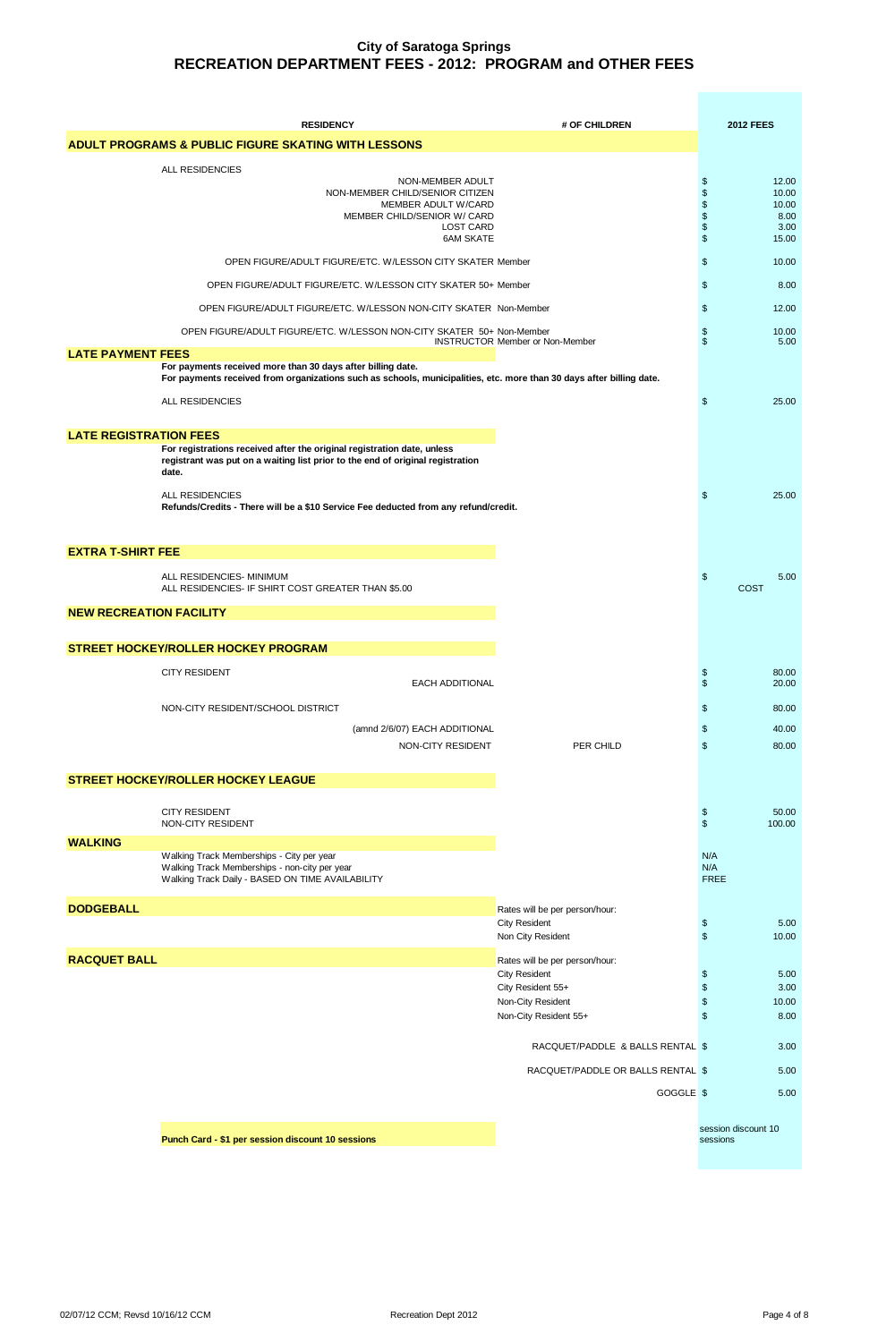# City of Saratoga Springs
## RECREATION DEPARTMENT FEES - 2012: PROGRAM and OTHER FEES

| RESIDENCY | # OF CHILDREN | 2012 FEES |
|---|---|---|
| **ADULT PROGRAMS & PUBLIC FIGURE SKATING WITH LESSONS** | | |
| ALL RESIDENCIES | | |
| NON-MEMBER ADULT | | $ 12.00 |
| NON-MEMBER CHILD/SENIOR CITIZEN | | $ 10.00 |
| MEMBER ADULT W/CARD | | $ 10.00 |
| MEMBER CHILD/SENIOR W/ CARD | | $ 8.00 |
| LOST CARD | | $ 3.00 |
| 6AM SKATE | | $ 15.00 |
| OPEN FIGURE/ADULT FIGURE/ETC. W/LESSON CITY SKATER Member | | $ 10.00 |
| OPEN FIGURE/ADULT FIGURE/ETC. W/LESSON CITY SKATER 50+ Member | | $ 8.00 |
| OPEN FIGURE/ADULT FIGURE/ETC. W/LESSON NON-CITY SKATER Non-Member | | $ 12.00 |
| OPEN FIGURE/ADULT FIGURE/ETC. W/LESSON NON-CITY SKATER 50+ Non-Member | | $ 10.00 |
| INSTRUCTOR Member or Non-Member | | $ 5.00 |
| **LATE PAYMENT FEES** | | |
| **For payments received more than 30 days after billing date.** | | |
| **For payments received from organizations such as schools, municipalities, etc. more than 30 days after billing date.** | | |
| ALL RESIDENCIES | | $ 25.00 |
| **LATE REGISTRATION FEES** | | |
| **For registrations received after the original registration date, unless registrant was put on a waiting list prior to the end of original registration date.** | | |
| ALL RESIDENCIES | | $ 25.00 |
| **Refunds/Credits - There will be a $10 Service Fee deducted from any refund/credit.** | | |
| **EXTRA T-SHIRT FEE** | | |
| ALL RESIDENCIES- MINIMUM | | $ 5.00 |
| ALL RESIDENCIES- IF SHIRT COST GREATER THAN $5.00 | | COST |
| **NEW RECREATION FACILITY** | | |
| **STREET HOCKEY/ROLLER HOCKEY PROGRAM** | | |
| CITY RESIDENT | | $ 80.00 |
| EACH ADDITIONAL | | $ 20.00 |
| NON-CITY RESIDENT/SCHOOL DISTRICT | | $ 80.00 |
| (amnd 2/6/07) EACH ADDITIONAL | | $ 40.00 |
| NON-CITY RESIDENT | PER CHILD | $ 80.00 |
| **STREET HOCKEY/ROLLER HOCKEY LEAGUE** | | |
| CITY RESIDENT | | $ 50.00 |
| NON-CITY RESIDENT | | $ 100.00 |
| **WALKING** | | |
| Walking Track Memberships - City per year | | N/A |
| Walking Track Memberships - non-city per year | | N/A |
| Walking Track Daily - BASED ON TIME AVAILABILITY | | FREE |
| **DODGEBALL** | Rates will be per person/hour: | |
| | City Resident | $ 5.00 |
| | Non City Resident | $ 10.00 |
| **RACQUET BALL** | Rates will be per person/hour: | |
| | City Resident | $ 5.00 |
| | City Resident 55+ | $ 3.00 |
| | Non-City Resident | $ 10.00 |
| | Non-City Resident 55+ | $ 8.00 |
| | RACQUET/PADDLE & BALLS RENTAL | $ 3.00 |
| | RACQUET/PADDLE OR BALLS RENTAL | $ 5.00 |
| | GOGGLE | $ 5.00 |
| **Punch Card - $1 per session discount 10 sessions** | | session discount 10 sessions |

02/07/12 CCM; Revsd 10/16/12 CCM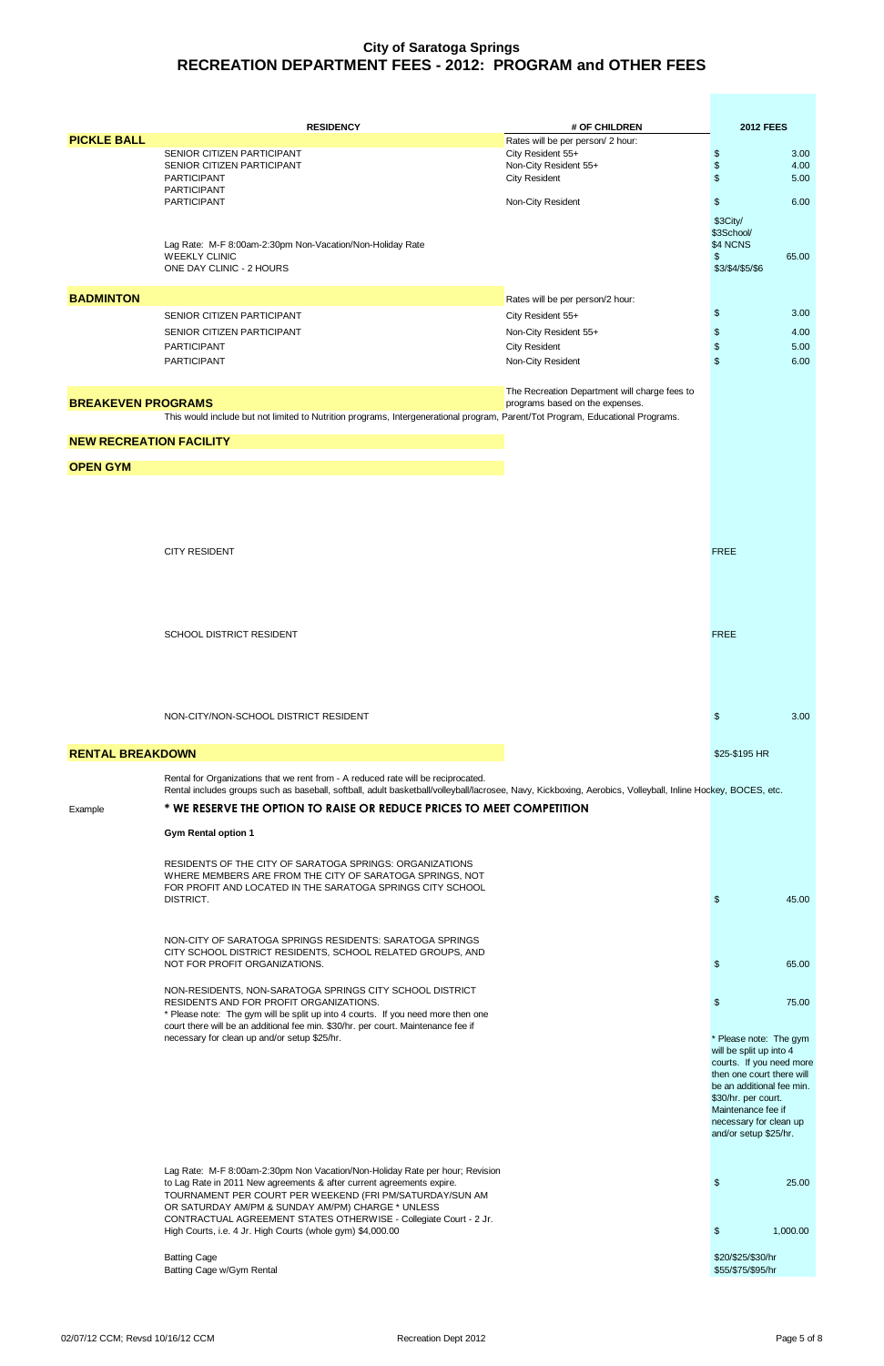# City of Saratoga Springs
## RECREATION DEPARTMENT FEES - 2012: PROGRAM and OTHER FEES

| | RESIDENCY | # OF CHILDREN | 2012 FEES |
|---|---|---|---|
| **PICKLE BALL** | | Rates will be per person/ 2 hour: | |
| | SENIOR CITIZEN PARTICIPANT | City Resident 55+ | $ 3.00 |
| | SENIOR CITIZEN PARTICIPANT | Non-City Resident 55+ | $ 4.00 |
| | PARTICIPANT | City Resident | $ 5.00 |
| | PARTICIPANT | | |
| | PARTICIPANT | Non-City Resident | $ 6.00 |
| | Lag Rate: M-F 8:00am-2:30pm Non-Vacation/Non-Holiday Rate | | $3City/ $3School/ $4 NCNS |
| | WEEKLY CLINIC | | $ 65.00 |
| | ONE DAY CLINIC - 2 HOURS | | $3/$4/$5/$6 |
| **BADMINTON** | | Rates will be per person/2 hour: | |
| | SENIOR CITIZEN PARTICIPANT | City Resident 55+ | $ 3.00 |
| | SENIOR CITIZEN PARTICIPANT | Non-City Resident 55+ | $ 4.00 |
| | PARTICIPANT | City Resident | $ 5.00 |
| | PARTICIPANT | Non-City Resident | $ 6.00 |
| **BREAKEVEN PROGRAMS** | | The Recreation Department will charge fees to programs based on the expenses. | |
| | This would include but not limited to Nutrition programs, Intergenerational program, Parent/Tot Program, Educational Programs. | | |
| **NEW RECREATION FACILITY** | | | |
| **OPEN GYM** | | | |
| | CITY RESIDENT | | FREE |
| | SCHOOL DISTRICT RESIDENT | | FREE |
| | NON-CITY/NON-SCHOOL DISTRICT RESIDENT | | $ 3.00 |
| **RENTAL BREAKDOWN** | | | $25-$195 HR |
| | Rental for Organizations that we rent from - A reduced rate will be reciprocated. | | |
| | Rental includes groups such as baseball, softball, adult basketball/volleyball/lacrosee, Navy, Kickboxing, Aerobics, Volleyball, Inline Hockey, BOCES, etc. | | |
| Example | **\* WE RESERVE THE OPTION TO RAISE OR REDUCE PRICES TO MEET COMPETITION** | | |
| | **Gym Rental option 1** | | |
| | RESIDENTS OF THE CITY OF SARATOGA SPRINGS: ORGANIZATIONS WHERE MEMBERS ARE FROM THE CITY OF SARATOGA SPRINGS, NOT FOR PROFIT AND LOCATED IN THE SARATOGA SPRINGS CITY SCHOOL DISTRICT. | | $ 45.00 |
| | NON-CITY OF SARATOGA SPRINGS RESIDENTS: SARATOGA SPRINGS CITY SCHOOL DISTRICT RESIDENTS, SCHOOL RELATED GROUPS, AND NOT FOR PROFIT ORGANIZATIONS. | | $ 65.00 |
| | NON-RESIDENTS, NON-SARATOGA SPRINGS CITY SCHOOL DISTRICT RESIDENTS AND FOR PROFIT ORGANIZATIONS. * Please note: The gym will be split up into 4 courts. If you need more then one court there will be an additional fee min. $30/hr. per court. Maintenance fee if necessary for clean up and/or setup $25/hr. | | $ 75.00 * Please note: The gym will be split up into 4 courts. If you need more then one court there will be an additional fee min. $30/hr. per court. Maintenance fee if necessary for clean up and/or setup $25/hr. |
| | Lag Rate: M-F 8:00am-2:30pm Non Vacation/Non-Holiday Rate per hour; Revision to Lag Rate in 2011 New agreements & after current agreements expire. | | $ 25.00 |
| | TOURNAMENT PER COURT PER WEEKEND (FRI PM/SATURDAY/SUN AM OR SATURDAY AM/PM & SUNDAY AM/PM) CHARGE * UNLESS CONTRACTUAL AGREEMENT STATES OTHERWISE - Collegiate Court - 2 Jr. High Courts, i.e. 4 Jr. High Courts (whole gym) $4,000.00 | | $ 1,000.00 |
| | Batting Cage | | $20/$25/$30/hr |
| | Batting Cage w/Gym Rental | | $55/$75/$95/hr |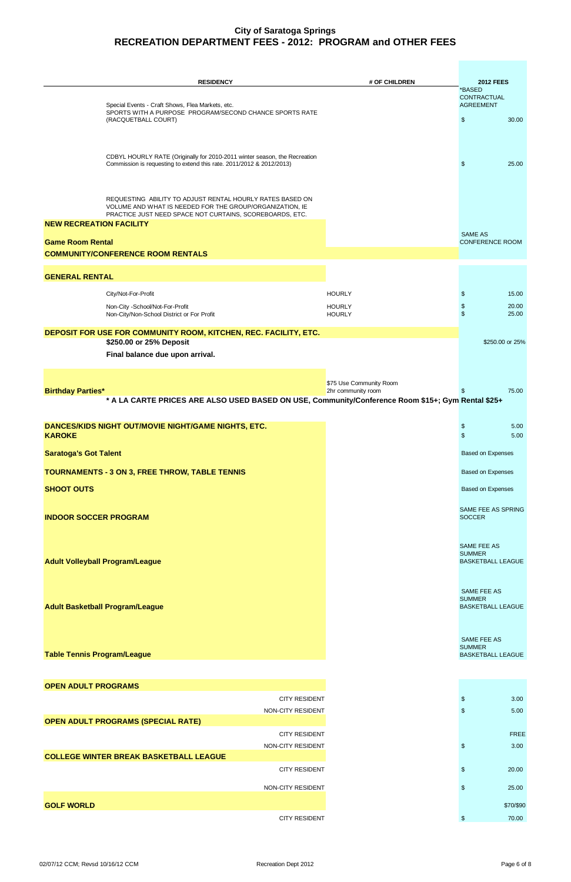# City of Saratoga Springs
## RECREATION DEPARTMENT FEES - 2012: PROGRAM and OTHER FEES

| RESIDENCY | # OF CHILDREN | 2012 FEES |
|---|---|---|
| Special Events - Craft Shows, Flea Markets, etc. | | *BASED CONTRACTUAL AGREEMENT |
| SPORTS WITH A PURPOSE PROGRAM/SECOND CHANCE SPORTS RATE (RACQUETBALL COURT) | | $ 30.00 |
| CDBYL HOURLY RATE (Originally for 2010-2011 winter season, the Recreation Commission is requesting to extend this rate. 2011/2012 & 2012/2013) | | $ 25.00 |
| REQUESTING ABILITY TO ADJUST RENTAL HOURLY RATES BASED ON VOLUME AND WHAT IS NEEDED FOR THE GROUP/ORGANIZATION, IE PRACTICE JUST NEED SPACE NOT CURTAINS, SCOREBOARDS, ETC. | | |
| **NEW RECREATION FACILITY** | | |
| **Game Room Rental** | | SAME AS CONFERENCE ROOM |
| **COMMUNITY/CONFERENCE ROOM RENTALS** | | |
| **GENERAL RENTAL** | | |
| City/Not-For-Profit | HOURLY | $ 15.00 |
| Non-City -School/Not-For-Profit | HOURLY | $ 20.00 |
| Non-City/Non-School District or For Profit | HOURLY | $ 25.00 |
| **DEPOSIT FOR USE FOR COMMUNITY ROOM, KITCHEN, REC. FACILITY, ETC.** | | |
| **$250.00 or 25% Deposit** | | $250.00 or 25% |
| **Final balance due upon arrival.** | | |
| **Birthday Parties*** | $75 Use Community Room 2hr community room | $ 75.00 |
| **\* A LA CARTE PRICES ARE ALSO USED BASED ON USE, Community/Conference Room $15+; Gym Rental $25+** | | |
| **DANCES/KIDS NIGHT OUT/MOVIE NIGHT/GAME NIGHTS, ETC.** | | $ 5.00 |
| **KAROKE** | | $ 5.00 |
| **Saratoga's Got Talent** | | Based on Expenses |
| **TOURNAMENTS - 3 ON 3, FREE THROW, TABLE TENNIS** | | Based on Expenses |
| **SHOOT OUTS** | | Based on Expenses |
| **INDOOR SOCCER PROGRAM** | | SAME FEE AS SPRING SOCCER |
| **Adult Volleyball Program/League** | | SAME FEE AS SUMMER BASKETBALL LEAGUE |
| **Adult Basketball Program/League** | | SAME FEE AS SUMMER BASKETBALL LEAGUE |
| **Table Tennis Program/League** | | SAME FEE AS SUMMER BASKETBALL LEAGUE |
| **OPEN ADULT PROGRAMS** | | |
| CITY RESIDENT | | $ 3.00 |
| NON-CITY RESIDENT | | $ 5.00 |
| **OPEN ADULT PROGRAMS (SPECIAL RATE)** | | |
| CITY RESIDENT | | FREE |
| NON-CITY RESIDENT | | $ 3.00 |
| **COLLEGE WINTER BREAK BASKETBALL LEAGUE** | | |
| CITY RESIDENT | | $ 20.00 |
| NON-CITY RESIDENT | | $ 25.00 |
| **GOLF WORLD** | | $70/$90 |
| CITY RESIDENT | | $ 70.00 |

02/07/12 CCM; Revsd 10/16/12 CCM — Recreation Dept 2012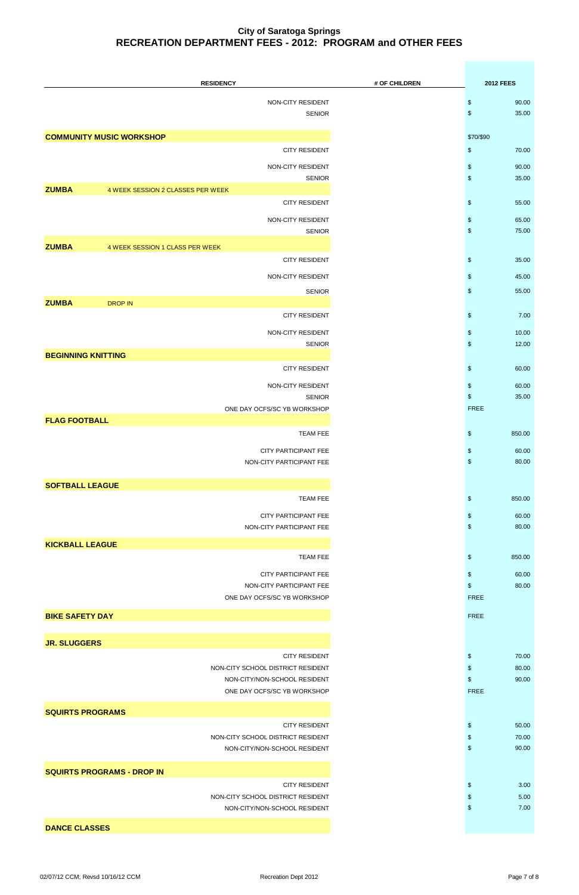# City of Saratoga Springs
## RECREATION DEPARTMENT FEES - 2012: PROGRAM and OTHER FEES

| | RESIDENCY | # OF CHILDREN | 2012 FEES |
|---|---|---|---|
| | NON-CITY RESIDENT | | $ 90.00 |
| | SENIOR | | $ 35.00 |
| **COMMUNITY MUSIC WORKSHOP** | | | $70/$90 |
| | CITY RESIDENT | | $ 70.00 |
| | NON-CITY RESIDENT | | $ 90.00 |
| | SENIOR | | $ 35.00 |
| **ZUMBA** 4 WEEK SESSION 2 CLASSES PER WEEK | | | |
| | CITY RESIDENT | | $ 55.00 |
| | NON-CITY RESIDENT | | $ 65.00 |
| | SENIOR | | $ 75.00 |
| **ZUMBA** 4 WEEK SESSION 1 CLASS PER WEEK | | | |
| | CITY RESIDENT | | $ 35.00 |
| | NON-CITY RESIDENT | | $ 45.00 |
| | SENIOR | | $ 55.00 |
| **ZUMBA** DROP IN | | | |
| | CITY RESIDENT | | $ 7.00 |
| | NON-CITY RESIDENT | | $ 10.00 |
| | SENIOR | | $ 12.00 |
| **BEGINNING KNITTING** | | | |
| | CITY RESIDENT | | $ 60.00 |
| | NON-CITY RESIDENT | | $ 60.00 |
| | SENIOR | | $ 35.00 |
| | ONE DAY OCFS/SC YB WORKSHOP | | FREE |
| **FLAG FOOTBALL** | | | |
| | TEAM FEE | | $ 850.00 |
| | CITY PARTICIPANT FEE | | $ 60.00 |
| | NON-CITY PARTICIPANT FEE | | $ 80.00 |
| **SOFTBALL LEAGUE** | | | |
| | TEAM FEE | | $ 850.00 |
| | CITY PARTICIPANT FEE | | $ 60.00 |
| | NON-CITY PARTICIPANT FEE | | $ 80.00 |
| **KICKBALL LEAGUE** | | | |
| | TEAM FEE | | $ 850.00 |
| | CITY PARTICIPANT FEE | | $ 60.00 |
| | NON-CITY PARTICIPANT FEE | | $ 80.00 |
| | ONE DAY OCFS/SC YB WORKSHOP | | FREE |
| **BIKE SAFETY DAY** | | | FREE |
| **JR. SLUGGERS** | | | |
| | CITY RESIDENT | | $ 70.00 |
| | NON-CITY SCHOOL DISTRICT RESIDENT | | $ 80.00 |
| | NON-CITY/NON-SCHOOL RESIDENT | | $ 90.00 |
| | ONE DAY OCFS/SC YB WORKSHOP | | FREE |
| **SQUIRTS PROGRAMS** | | | |
| | CITY RESIDENT | | $ 50.00 |
| | NON-CITY SCHOOL DISTRICT RESIDENT | | $ 70.00 |
| | NON-CITY/NON-SCHOOL RESIDENT | | $ 90.00 |
| **SQUIRTS PROGRAMS - DROP IN** | | | |
| | CITY RESIDENT | | $ 3.00 |
| | NON-CITY SCHOOL DISTRICT RESIDENT | | $ 5.00 |
| | NON-CITY/NON-SCHOOL RESIDENT | | $ 7.00 |
| **DANCE CLASSES** | | | |

02/07/12 CCM; Revsd 10/16/12 CCM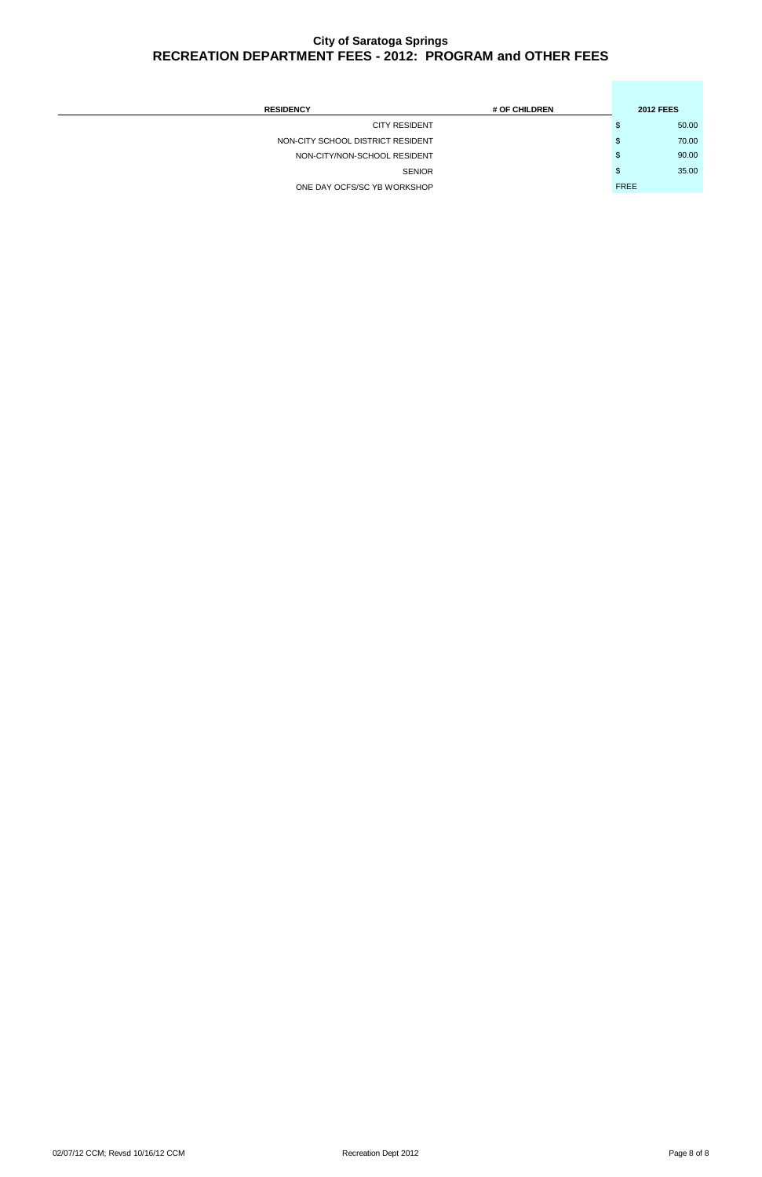# City of Saratoga Springs
## RECREATION DEPARTMENT FEES - 2012: PROGRAM and OTHER FEES

| RESIDENCY | # OF CHILDREN | 2012 FEES |
|---|---|---|
| CITY RESIDENT | | $ 50.00 |
| NON-CITY SCHOOL DISTRICT RESIDENT | | $ 70.00 |
| NON-CITY/NON-SCHOOL RESIDENT | | $ 90.00 |
| SENIOR | | $ 35.00 |
| ONE DAY OCFS/SC YB WORKSHOP | | FREE |

02/07/12 CCM; Revsd 10/16/12 CCM

Recreation Dept 2012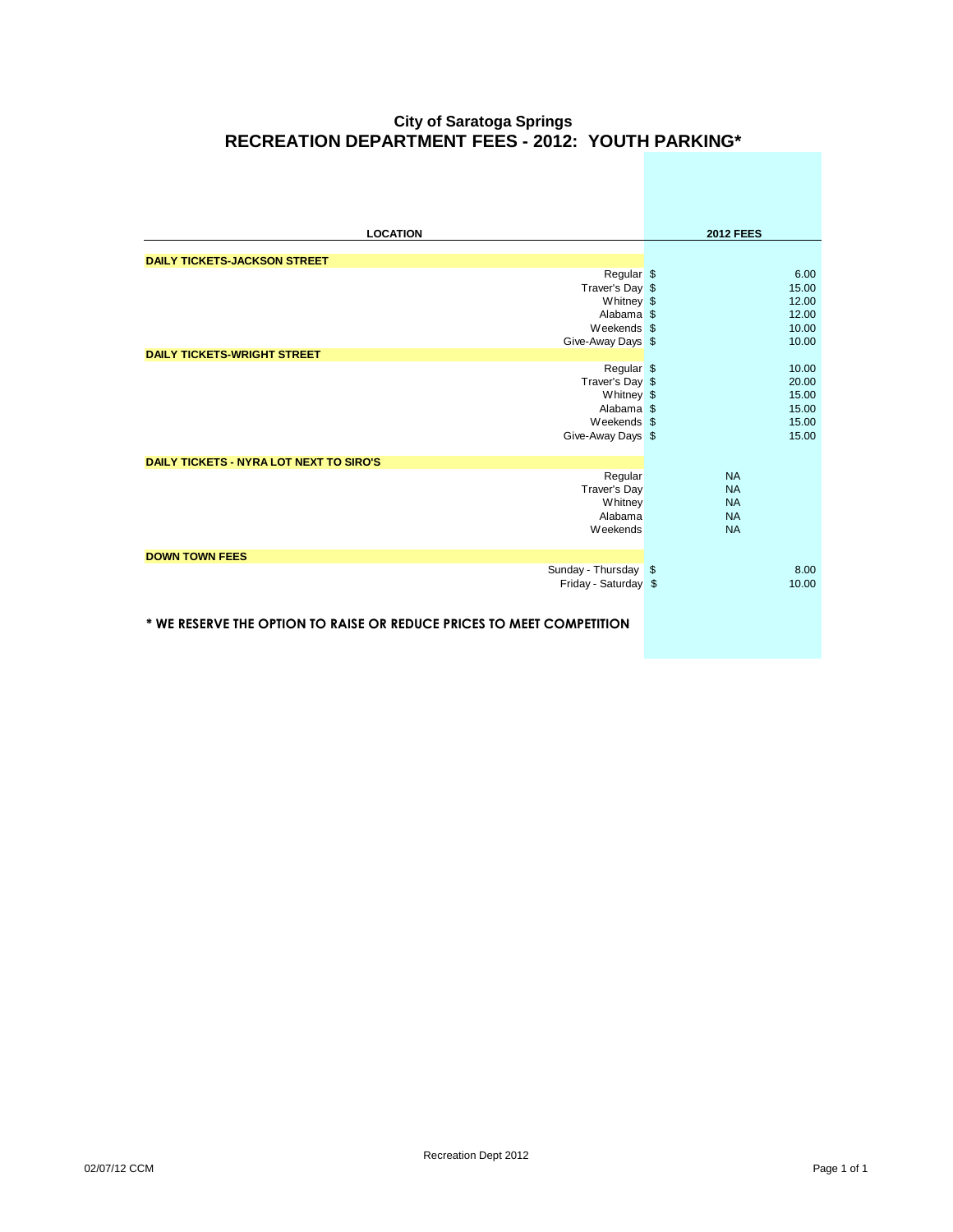# City of Saratoga Springs

## RECREATION DEPARTMENT FEES - 2012: YOUTH PARKING*

| LOCATION | 2012 FEES |
|---|---|
| **DAILY TICKETS-JACKSON STREET** | |
| Regular | $ 6.00 |
| Traver's Day | $ 15.00 |
| Whitney | $ 12.00 |
| Alabama | $ 12.00 |
| Weekends | $ 10.00 |
| Give-Away Days | $ 10.00 |
| **DAILY TICKETS-WRIGHT STREET** | |
| Regular | $ 10.00 |
| Traver's Day | $ 20.00 |
| Whitney | $ 15.00 |
| Alabama | $ 15.00 |
| Weekends | $ 15.00 |
| Give-Away Days | $ 15.00 |
| **DAILY TICKETS - NYRA LOT NEXT TO SIRO'S** | |
| Regular | NA |
| Traver's Day | NA |
| Whitney | NA |
| Alabama | NA |
| Weekends | NA |
| **DOWN TOWN FEES** | |
| Sunday - Thursday | $ 8.00 |
| Friday - Saturday | $ 10.00 |

**\* WE RESERVE THE OPTION TO RAISE OR REDUCE PRICES TO MEET COMPETITION**

Recreation Dept 2012

02/07/12 CCM